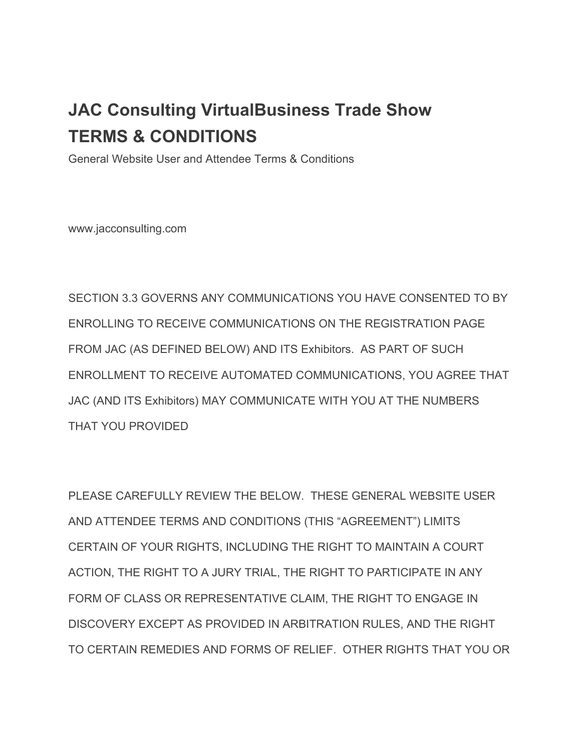# JAC Consulting VirtualBusiness Trade Show
# TERMS & CONDITIONS

General Website User and Attendee Terms & Conditions

www.jacconsulting.com

SECTION 3.3 GOVERNS ANY COMMUNICATIONS YOU HAVE CONSENTED TO BY ENROLLING TO RECEIVE COMMUNICATIONS ON THE REGISTRATION PAGE FROM JAC (AS DEFINED BELOW) AND ITS Exhibitors. AS PART OF SUCH ENROLLMENT TO RECEIVE AUTOMATED COMMUNICATIONS, YOU AGREE THAT JAC (AND ITS Exhibitors) MAY COMMUNICATE WITH YOU AT THE NUMBERS THAT YOU PROVIDED

PLEASE CAREFULLY REVIEW THE BELOW. THESE GENERAL WEBSITE USER AND ATTENDEE TERMS AND CONDITIONS (THIS "AGREEMENT") LIMITS CERTAIN OF YOUR RIGHTS, INCLUDING THE RIGHT TO MAINTAIN A COURT ACTION, THE RIGHT TO A JURY TRIAL, THE RIGHT TO PARTICIPATE IN ANY FORM OF CLASS OR REPRESENTATIVE CLAIM, THE RIGHT TO ENGAGE IN DISCOVERY EXCEPT AS PROVIDED IN ARBITRATION RULES, AND THE RIGHT TO CERTAIN REMEDIES AND FORMS OF RELIEF. OTHER RIGHTS THAT YOU OR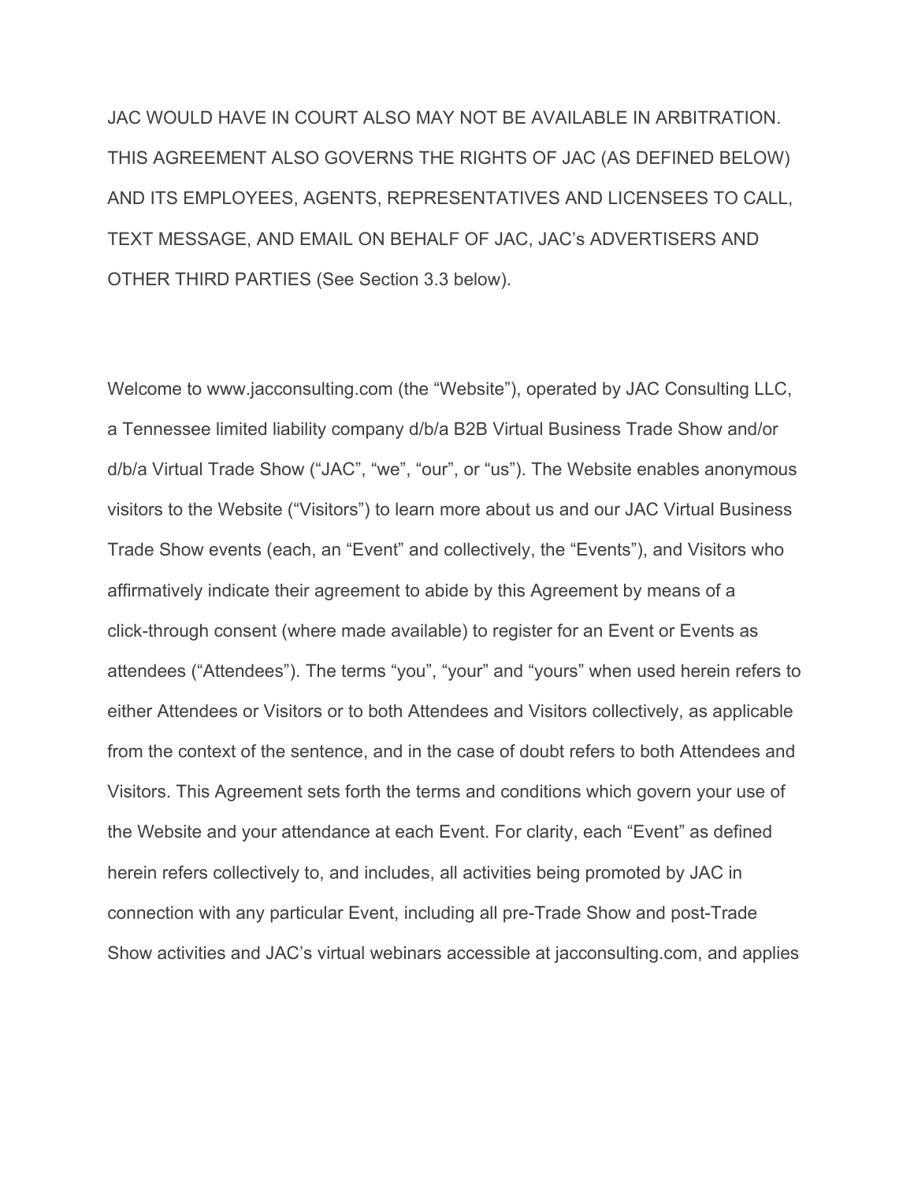JAC WOULD HAVE IN COURT ALSO MAY NOT BE AVAILABLE IN ARBITRATION. THIS AGREEMENT ALSO GOVERNS THE RIGHTS OF JAC (AS DEFINED BELOW) AND ITS EMPLOYEES, AGENTS, REPRESENTATIVES AND LICENSEES TO CALL, TEXT MESSAGE, AND EMAIL ON BEHALF OF JAC, JAC's ADVERTISERS AND OTHER THIRD PARTIES (See Section 3.3 below).

Welcome to www.jacconsulting.com (the "Website"), operated by JAC Consulting LLC, a Tennessee limited liability company d/b/a B2B Virtual Business Trade Show and/or d/b/a Virtual Trade Show ("JAC", "we", "our", or "us"). The Website enables anonymous visitors to the Website ("Visitors") to learn more about us and our JAC Virtual Business Trade Show events (each, an "Event" and collectively, the "Events"), and Visitors who affirmatively indicate their agreement to abide by this Agreement by means of a click-through consent (where made available) to register for an Event or Events as attendees ("Attendees"). The terms "you", "your" and "yours" when used herein refers to either Attendees or Visitors or to both Attendees and Visitors collectively, as applicable from the context of the sentence, and in the case of doubt refers to both Attendees and Visitors. This Agreement sets forth the terms and conditions which govern your use of the Website and your attendance at each Event. For clarity, each "Event" as defined herein refers collectively to, and includes, all activities being promoted by JAC in connection with any particular Event, including all pre-Trade Show and post-Trade Show activities and JAC's virtual webinars accessible at jacconsulting.com, and applies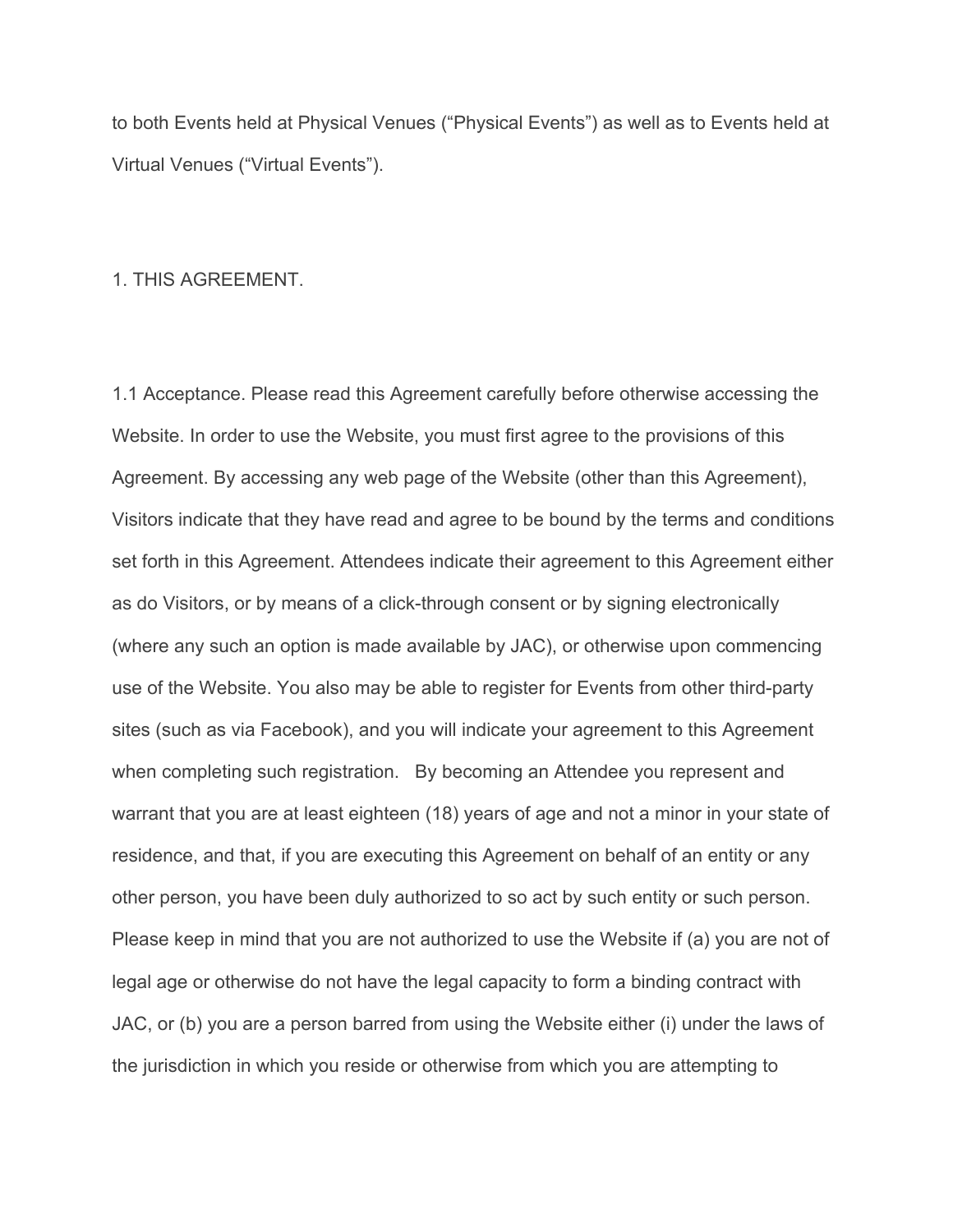to both Events held at Physical Venues (“Physical Events”) as well as to Events held at Virtual Venues (“Virtual Events”).

1. THIS AGREEMENT.

1.1 Acceptance. Please read this Agreement carefully before otherwise accessing the Website. In order to use the Website, you must first agree to the provisions of this Agreement. By accessing any web page of the Website (other than this Agreement), Visitors indicate that they have read and agree to be bound by the terms and conditions set forth in this Agreement. Attendees indicate their agreement to this Agreement either as do Visitors, or by means of a click-through consent or by signing electronically (where any such an option is made available by JAC), or otherwise upon commencing use of the Website. You also may be able to register for Events from other third-party sites (such as via Facebook), and you will indicate your agreement to this Agreement when completing such registration. By becoming an Attendee you represent and warrant that you are at least eighteen (18) years of age and not a minor in your state of residence, and that, if you are executing this Agreement on behalf of an entity or any other person, you have been duly authorized to so act by such entity or such person. Please keep in mind that you are not authorized to use the Website if (a) you are not of legal age or otherwise do not have the legal capacity to form a binding contract with JAC, or (b) you are a person barred from using the Website either (i) under the laws of the jurisdiction in which you reside or otherwise from which you are attempting to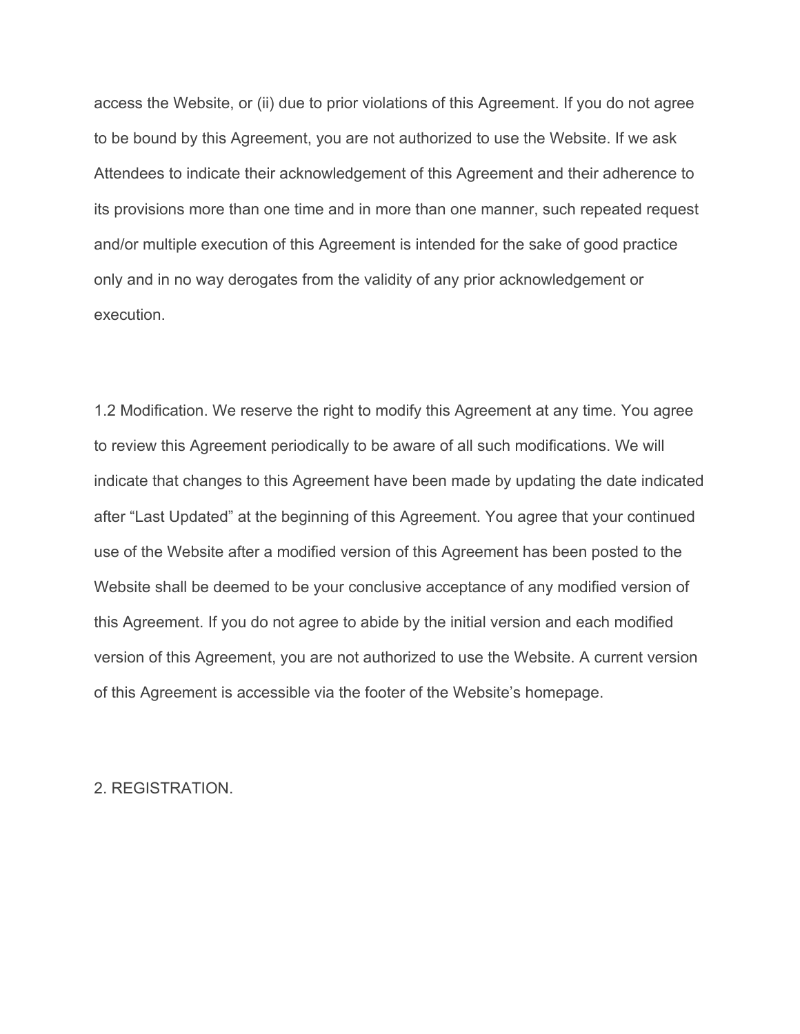access the Website, or (ii) due to prior violations of this Agreement. If you do not agree to be bound by this Agreement, you are not authorized to use the Website. If we ask Attendees to indicate their acknowledgement of this Agreement and their adherence to its provisions more than one time and in more than one manner, such repeated request and/or multiple execution of this Agreement is intended for the sake of good practice only and in no way derogates from the validity of any prior acknowledgement or execution.

1.2 Modification. We reserve the right to modify this Agreement at any time. You agree to review this Agreement periodically to be aware of all such modifications. We will indicate that changes to this Agreement have been made by updating the date indicated after “Last Updated” at the beginning of this Agreement. You agree that your continued use of the Website after a modified version of this Agreement has been posted to the Website shall be deemed to be your conclusive acceptance of any modified version of this Agreement. If you do not agree to abide by the initial version and each modified version of this Agreement, you are not authorized to use the Website. A current version of this Agreement is accessible via the footer of the Website’s homepage.

## 2. REGISTRATION.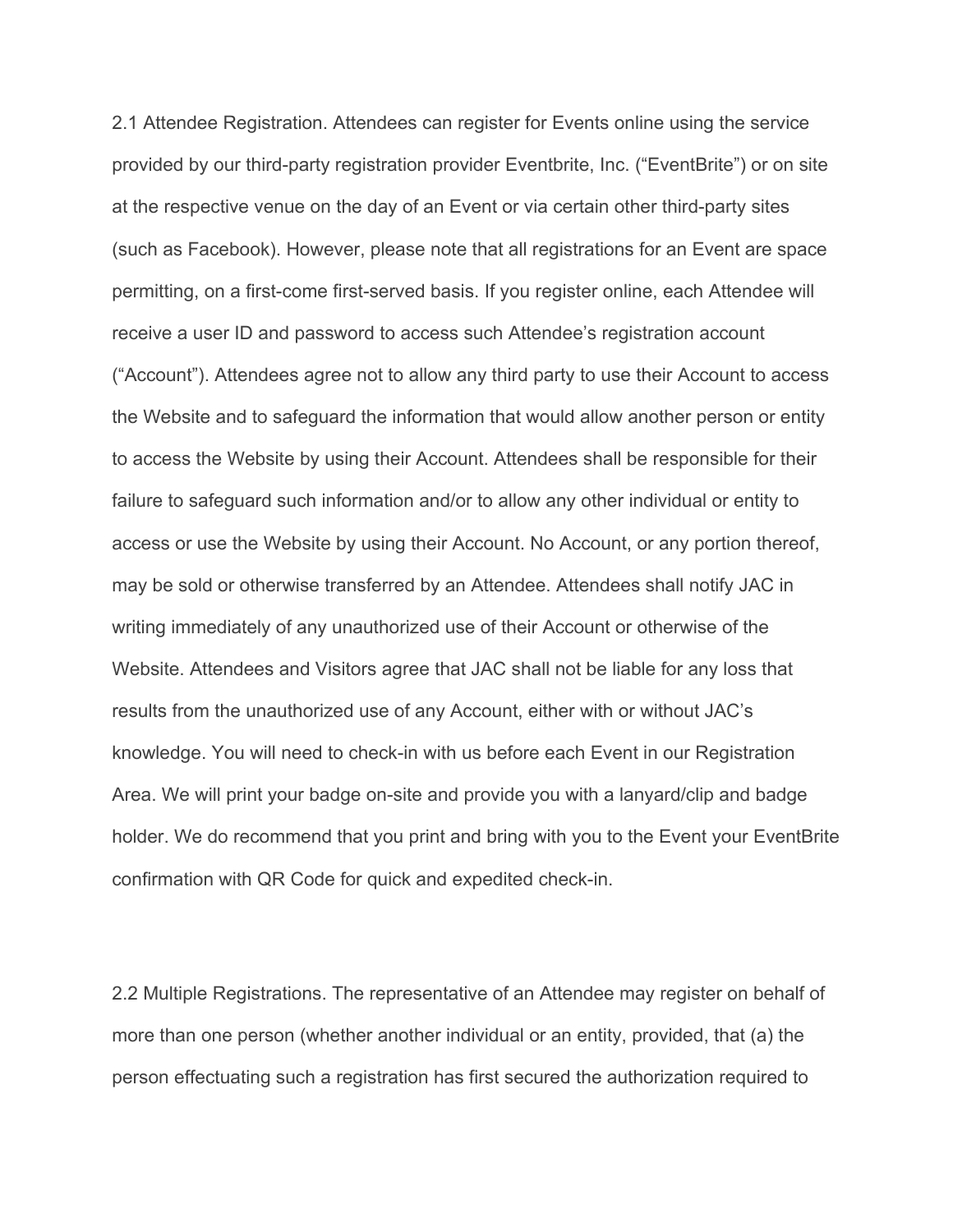2.1 Attendee Registration. Attendees can register for Events online using the service provided by our third-party registration provider Eventbrite, Inc. ("EventBrite") or on site at the respective venue on the day of an Event or via certain other third-party sites (such as Facebook). However, please note that all registrations for an Event are space permitting, on a first-come first-served basis. If you register online, each Attendee will receive a user ID and password to access such Attendee's registration account ("Account"). Attendees agree not to allow any third party to use their Account to access the Website and to safeguard the information that would allow another person or entity to access the Website by using their Account. Attendees shall be responsible for their failure to safeguard such information and/or to allow any other individual or entity to access or use the Website by using their Account. No Account, or any portion thereof, may be sold or otherwise transferred by an Attendee. Attendees shall notify JAC in writing immediately of any unauthorized use of their Account or otherwise of the Website. Attendees and Visitors agree that JAC shall not be liable for any loss that results from the unauthorized use of any Account, either with or without JAC's knowledge. You will need to check-in with us before each Event in our Registration Area. We will print your badge on-site and provide you with a lanyard/clip and badge holder. We do recommend that you print and bring with you to the Event your EventBrite confirmation with QR Code for quick and expedited check-in.

2.2 Multiple Registrations. The representative of an Attendee may register on behalf of more than one person (whether another individual or an entity, provided, that (a) the person effectuating such a registration has first secured the authorization required to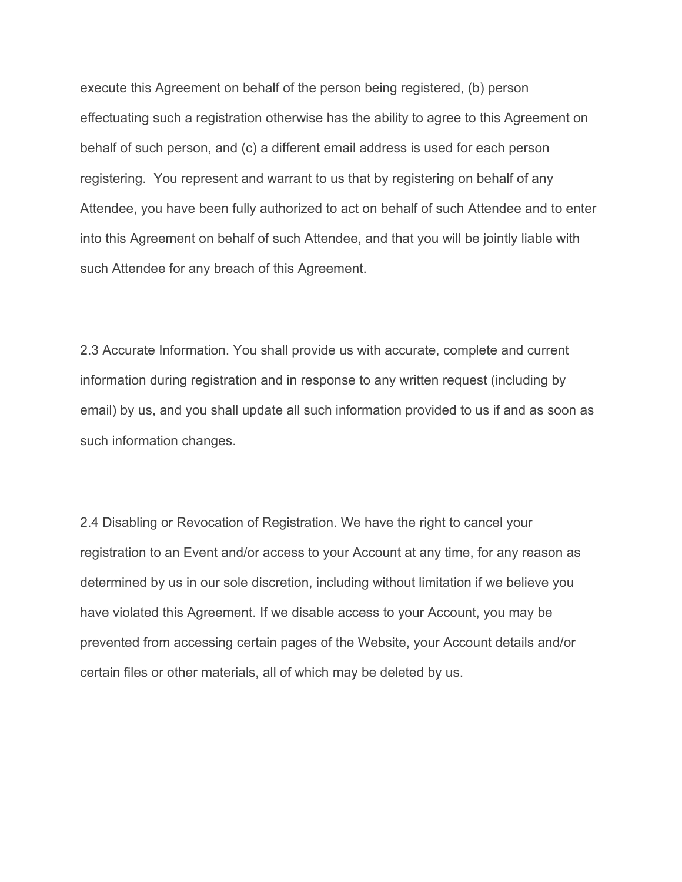execute this Agreement on behalf of the person being registered, (b) person effectuating such a registration otherwise has the ability to agree to this Agreement on behalf of such person, and (c) a different email address is used for each person registering.  You represent and warrant to us that by registering on behalf of any Attendee, you have been fully authorized to act on behalf of such Attendee and to enter into this Agreement on behalf of such Attendee, and that you will be jointly liable with such Attendee for any breach of this Agreement.

2.3 Accurate Information. You shall provide us with accurate, complete and current information during registration and in response to any written request (including by email) by us, and you shall update all such information provided to us if and as soon as such information changes.

2.4 Disabling or Revocation of Registration. We have the right to cancel your registration to an Event and/or access to your Account at any time, for any reason as determined by us in our sole discretion, including without limitation if we believe you have violated this Agreement. If we disable access to your Account, you may be prevented from accessing certain pages of the Website, your Account details and/or certain files or other materials, all of which may be deleted by us.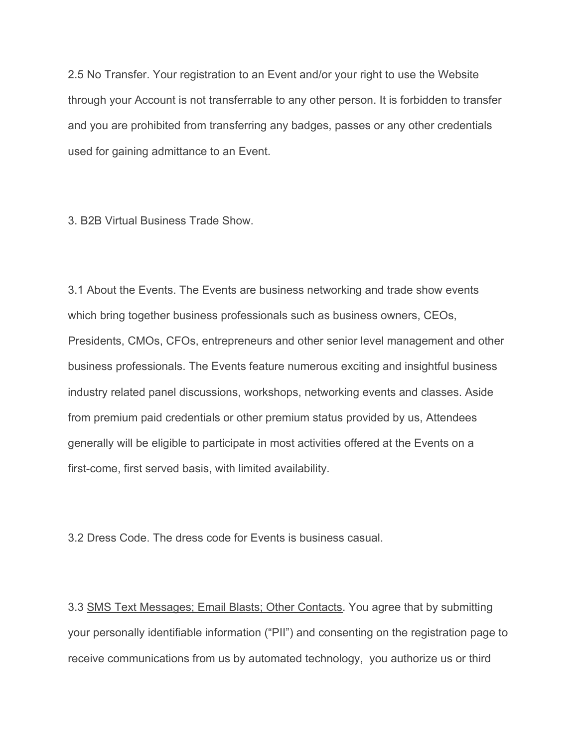2.5 No Transfer. Your registration to an Event and/or your right to use the Website through your Account is not transferrable to any other person. It is forbidden to transfer and you are prohibited from transferring any badges, passes or any other credentials used for gaining admittance to an Event.

3. B2B Virtual Business Trade Show.

3.1 About the Events. The Events are business networking and trade show events which bring together business professionals such as business owners, CEOs, Presidents, CMOs, CFOs, entrepreneurs and other senior level management and other business professionals. The Events feature numerous exciting and insightful business industry related panel discussions, workshops, networking events and classes. Aside from premium paid credentials or other premium status provided by us, Attendees generally will be eligible to participate in most activities offered at the Events on a first-come, first served basis, with limited availability.

3.2 Dress Code. The dress code for Events is business casual.

3.3 SMS Text Messages; Email Blasts; Other Contacts. You agree that by submitting your personally identifiable information ("PII") and consenting on the registration page to receive communications from us by automated technology, you authorize us or third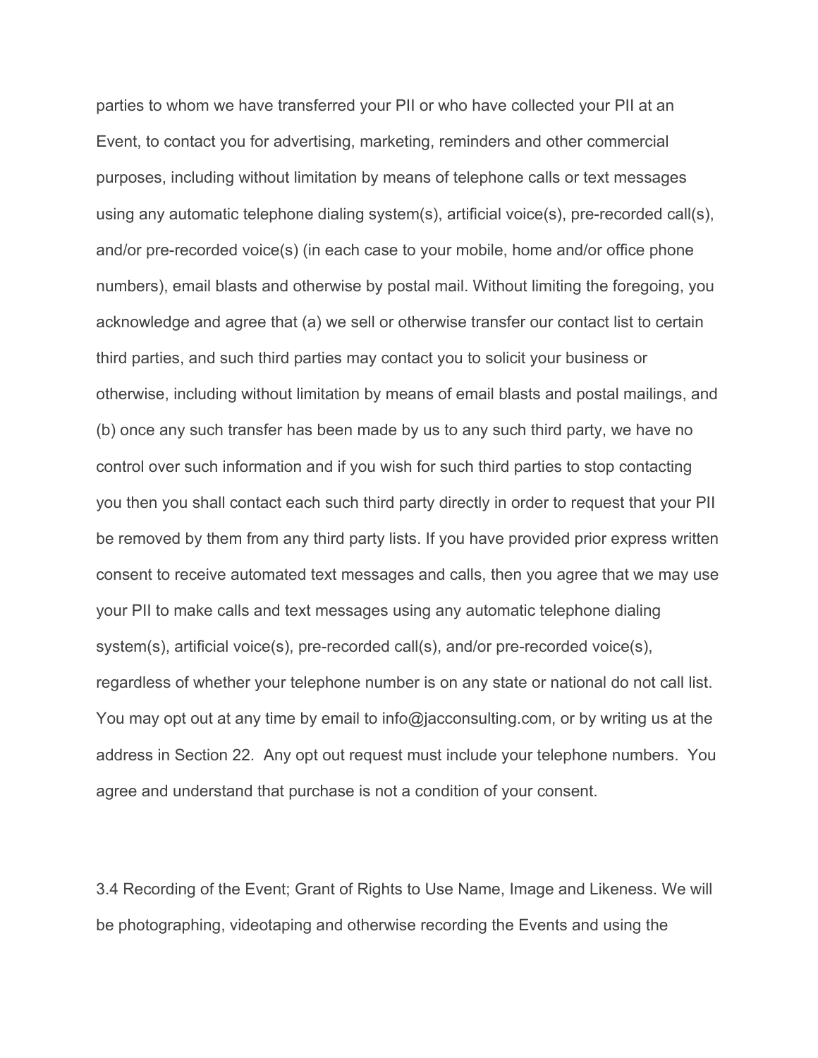parties to whom we have transferred your PII or who have collected your PII at an Event, to contact you for advertising, marketing, reminders and other commercial purposes, including without limitation by means of telephone calls or text messages using any automatic telephone dialing system(s), artificial voice(s), pre-recorded call(s), and/or pre-recorded voice(s) (in each case to your mobile, home and/or office phone numbers), email blasts and otherwise by postal mail. Without limiting the foregoing, you acknowledge and agree that (a) we sell or otherwise transfer our contact list to certain third parties, and such third parties may contact you to solicit your business or otherwise, including without limitation by means of email blasts and postal mailings, and (b) once any such transfer has been made by us to any such third party, we have no control over such information and if you wish for such third parties to stop contacting you then you shall contact each such third party directly in order to request that your PII be removed by them from any third party lists. If you have provided prior express written consent to receive automated text messages and calls, then you agree that we may use your PII to make calls and text messages using any automatic telephone dialing system(s), artificial voice(s), pre-recorded call(s), and/or pre-recorded voice(s), regardless of whether your telephone number is on any state or national do not call list. You may opt out at any time by email to info@jacconsulting.com, or by writing us at the address in Section 22. Any opt out request must include your telephone numbers. You agree and understand that purchase is not a condition of your consent.

3.4 Recording of the Event; Grant of Rights to Use Name, Image and Likeness. We will be photographing, videotaping and otherwise recording the Events and using the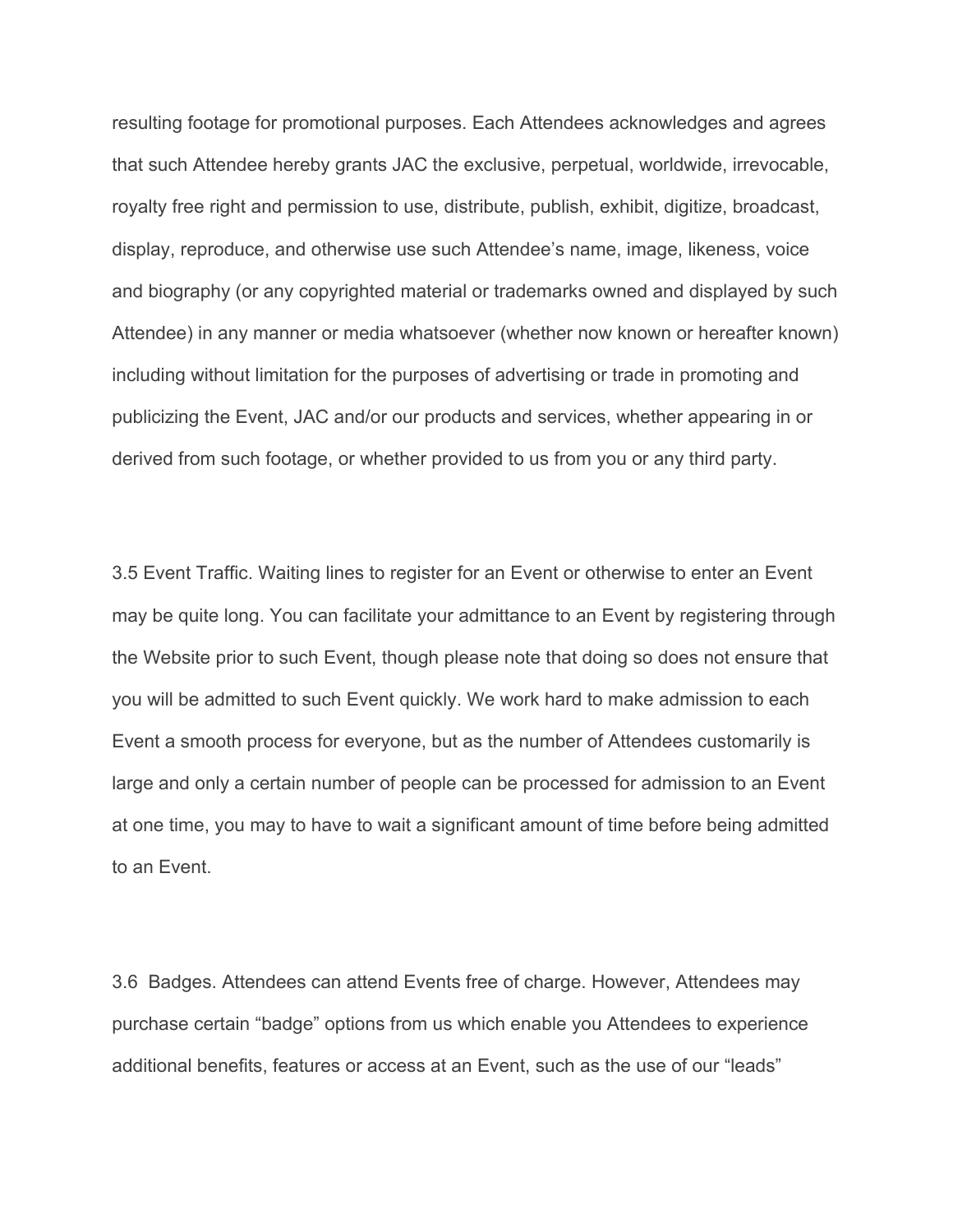resulting footage for promotional purposes. Each Attendees acknowledges and agrees that such Attendee hereby grants JAC the exclusive, perpetual, worldwide, irrevocable, royalty free right and permission to use, distribute, publish, exhibit, digitize, broadcast, display, reproduce, and otherwise use such Attendee's name, image, likeness, voice and biography (or any copyrighted material or trademarks owned and displayed by such Attendee) in any manner or media whatsoever (whether now known or hereafter known) including without limitation for the purposes of advertising or trade in promoting and publicizing the Event, JAC and/or our products and services, whether appearing in or derived from such footage, or whether provided to us from you or any third party.

3.5 Event Traffic. Waiting lines to register for an Event or otherwise to enter an Event may be quite long. You can facilitate your admittance to an Event by registering through the Website prior to such Event, though please note that doing so does not ensure that you will be admitted to such Event quickly. We work hard to make admission to each Event a smooth process for everyone, but as the number of Attendees customarily is large and only a certain number of people can be processed for admission to an Event at one time, you may to have to wait a significant amount of time before being admitted to an Event.

3.6 Badges. Attendees can attend Events free of charge. However, Attendees may purchase certain "badge" options from us which enable you Attendees to experience additional benefits, features or access at an Event, such as the use of our "leads"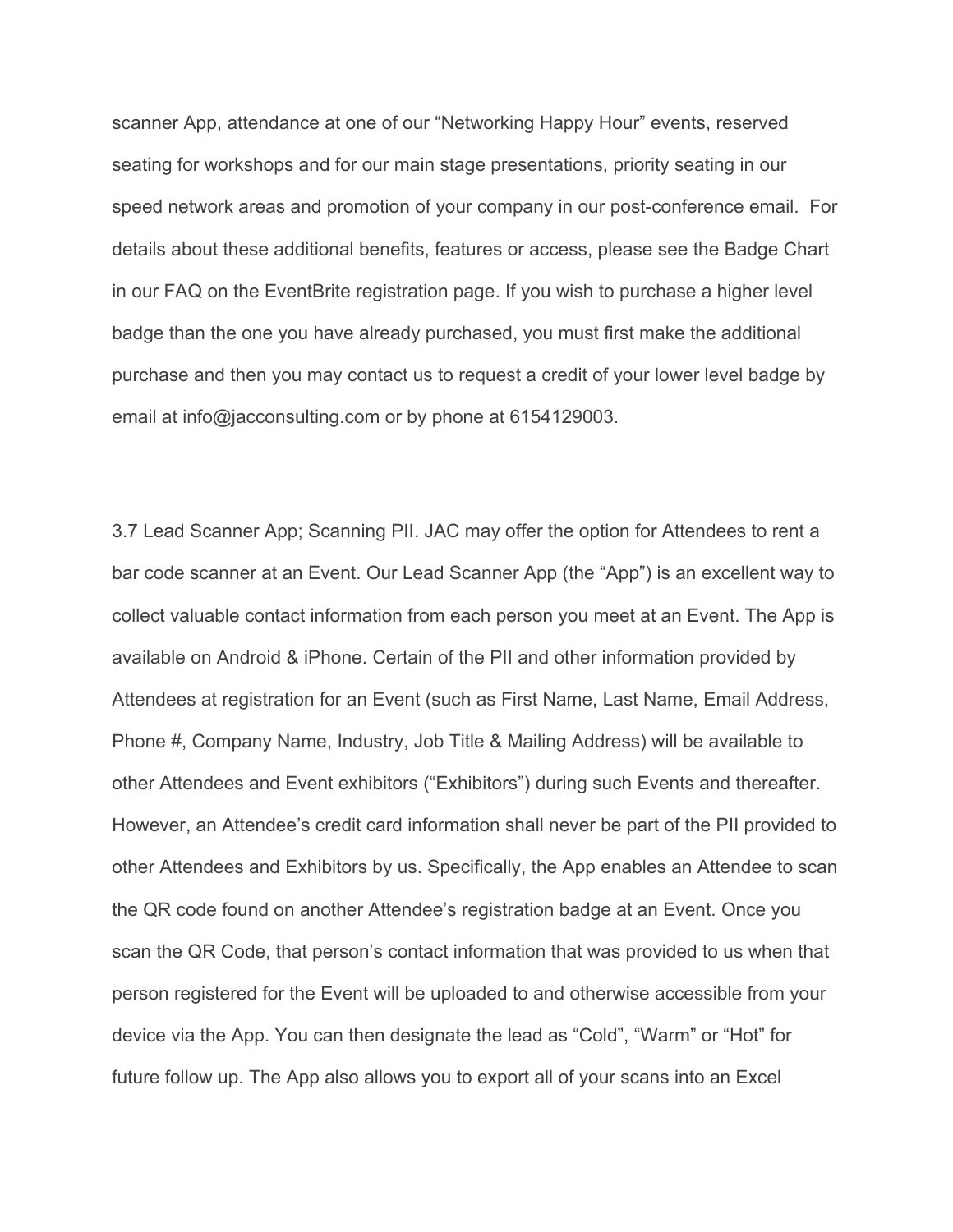scanner App, attendance at one of our "Networking Happy Hour" events, reserved seating for workshops and for our main stage presentations, priority seating in our speed network areas and promotion of your company in our post-conference email. For details about these additional benefits, features or access, please see the Badge Chart in our FAQ on the EventBrite registration page. If you wish to purchase a higher level badge than the one you have already purchased, you must first make the additional purchase and then you may contact us to request a credit of your lower level badge by email at info@jacconsulting.com or by phone at 6154129003.

3.7 Lead Scanner App; Scanning PII. JAC may offer the option for Attendees to rent a bar code scanner at an Event. Our Lead Scanner App (the "App") is an excellent way to collect valuable contact information from each person you meet at an Event. The App is available on Android & iPhone. Certain of the PII and other information provided by Attendees at registration for an Event (such as First Name, Last Name, Email Address, Phone #, Company Name, Industry, Job Title & Mailing Address) will be available to other Attendees and Event exhibitors ("Exhibitors") during such Events and thereafter. However, an Attendee's credit card information shall never be part of the PII provided to other Attendees and Exhibitors by us. Specifically, the App enables an Attendee to scan the QR code found on another Attendee's registration badge at an Event. Once you scan the QR Code, that person's contact information that was provided to us when that person registered for the Event will be uploaded to and otherwise accessible from your device via the App. You can then designate the lead as "Cold", "Warm" or "Hot" for future follow up. The App also allows you to export all of your scans into an Excel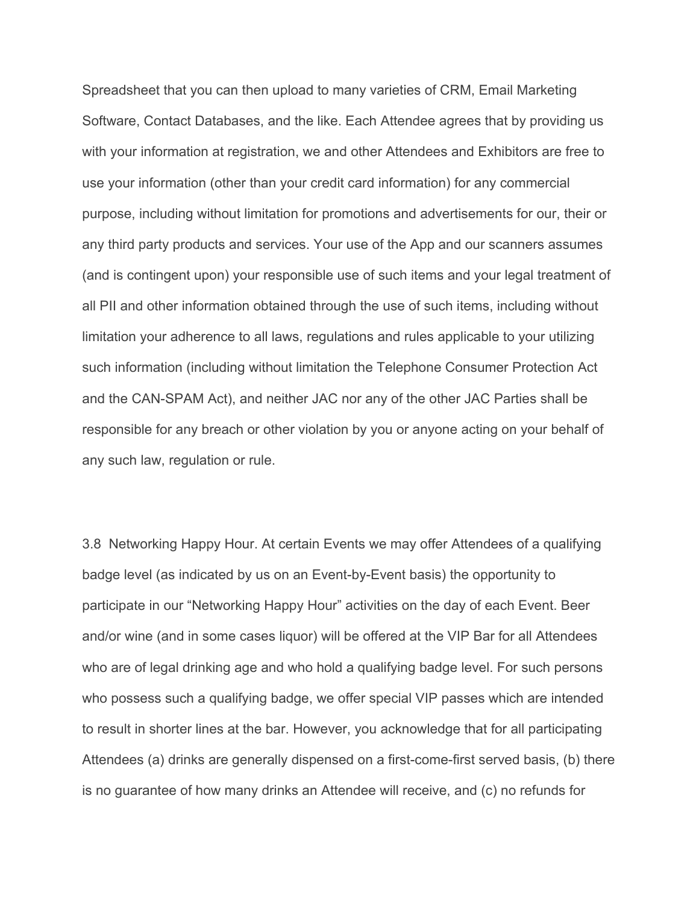Spreadsheet that you can then upload to many varieties of CRM, Email Marketing Software, Contact Databases, and the like. Each Attendee agrees that by providing us with your information at registration, we and other Attendees and Exhibitors are free to use your information (other than your credit card information) for any commercial purpose, including without limitation for promotions and advertisements for our, their or any third party products and services. Your use of the App and our scanners assumes (and is contingent upon) your responsible use of such items and your legal treatment of all PII and other information obtained through the use of such items, including without limitation your adherence to all laws, regulations and rules applicable to your utilizing such information (including without limitation the Telephone Consumer Protection Act and the CAN-SPAM Act), and neither JAC nor any of the other JAC Parties shall be responsible for any breach or other violation by you or anyone acting on your behalf of any such law, regulation or rule.

3.8 Networking Happy Hour. At certain Events we may offer Attendees of a qualifying badge level (as indicated by us on an Event-by-Event basis) the opportunity to participate in our "Networking Happy Hour" activities on the day of each Event. Beer and/or wine (and in some cases liquor) will be offered at the VIP Bar for all Attendees who are of legal drinking age and who hold a qualifying badge level. For such persons who possess such a qualifying badge, we offer special VIP passes which are intended to result in shorter lines at the bar. However, you acknowledge that for all participating Attendees (a) drinks are generally dispensed on a first-come-first served basis, (b) there is no guarantee of how many drinks an Attendee will receive, and (c) no refunds for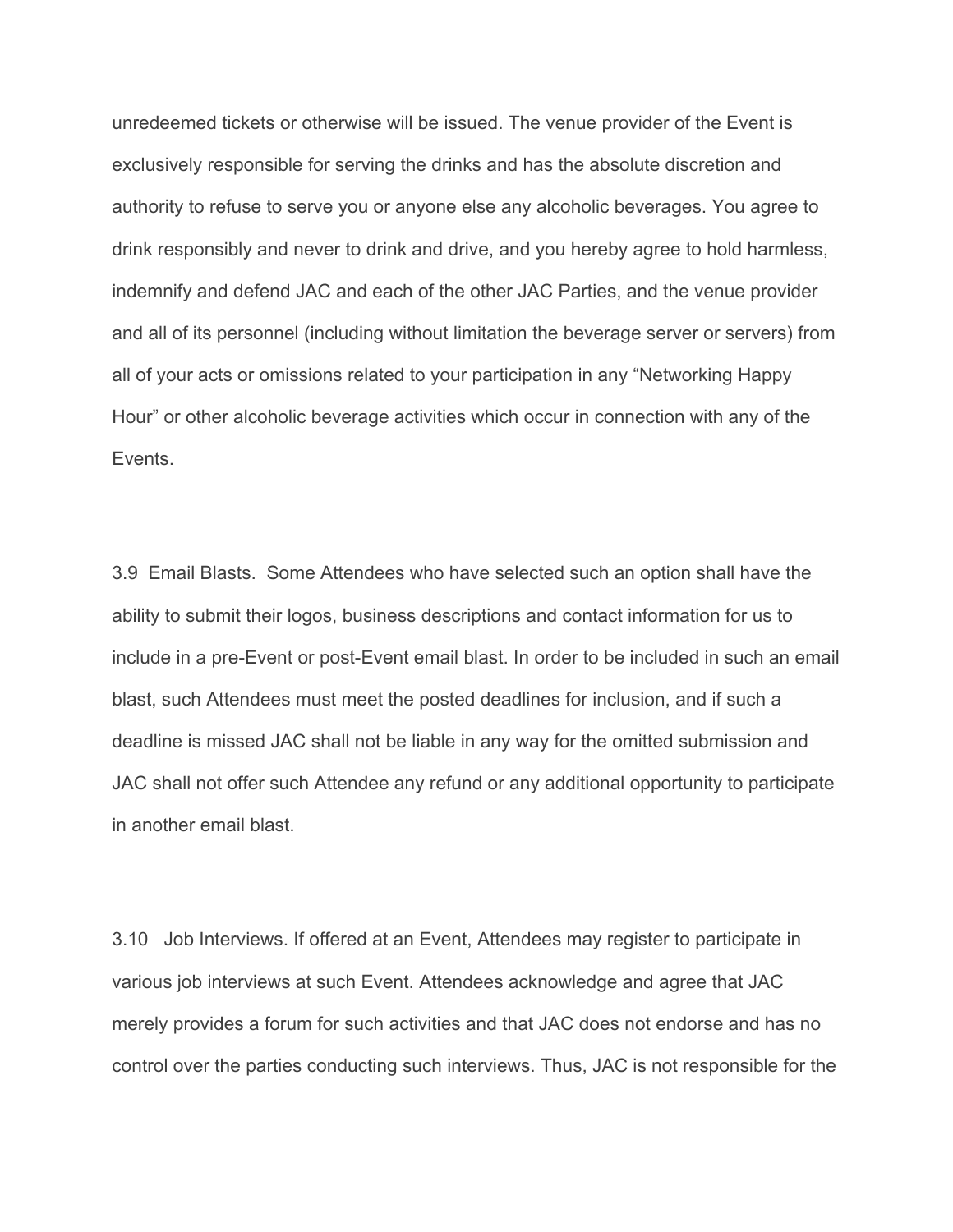unredeemed tickets or otherwise will be issued. The venue provider of the Event is exclusively responsible for serving the drinks and has the absolute discretion and authority to refuse to serve you or anyone else any alcoholic beverages. You agree to drink responsibly and never to drink and drive, and you hereby agree to hold harmless, indemnify and defend JAC and each of the other JAC Parties, and the venue provider and all of its personnel (including without limitation the beverage server or servers) from all of your acts or omissions related to your participation in any "Networking Happy Hour" or other alcoholic beverage activities which occur in connection with any of the Events.

3.9 Email Blasts. Some Attendees who have selected such an option shall have the ability to submit their logos, business descriptions and contact information for us to include in a pre-Event or post-Event email blast. In order to be included in such an email blast, such Attendees must meet the posted deadlines for inclusion, and if such a deadline is missed JAC shall not be liable in any way for the omitted submission and JAC shall not offer such Attendee any refund or any additional opportunity to participate in another email blast.

3.10 Job Interviews. If offered at an Event, Attendees may register to participate in various job interviews at such Event. Attendees acknowledge and agree that JAC merely provides a forum for such activities and that JAC does not endorse and has no control over the parties conducting such interviews. Thus, JAC is not responsible for the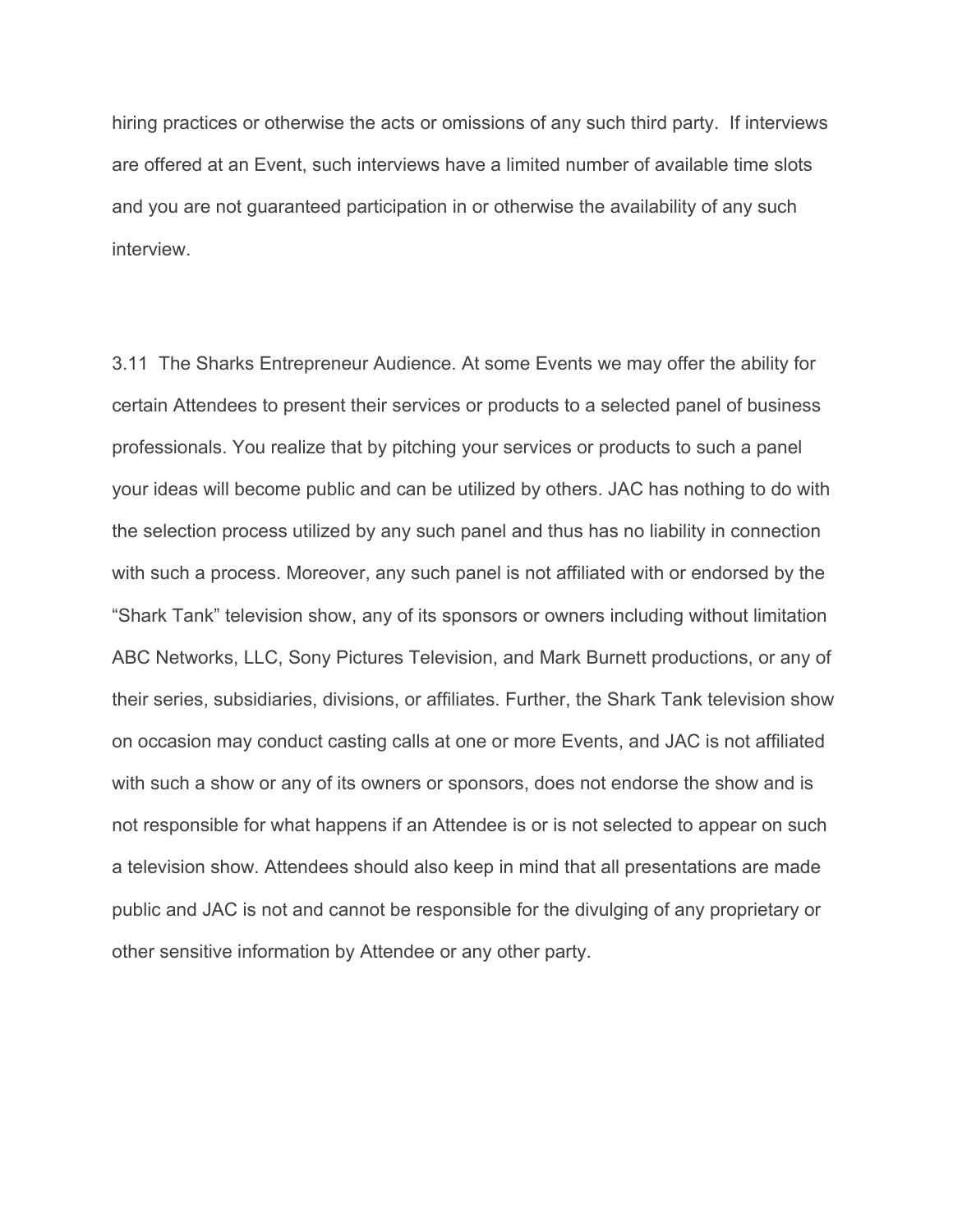hiring practices or otherwise the acts or omissions of any such third party. If interviews are offered at an Event, such interviews have a limited number of available time slots and you are not guaranteed participation in or otherwise the availability of any such interview.

3.11 The Sharks Entrepreneur Audience. At some Events we may offer the ability for certain Attendees to present their services or products to a selected panel of business professionals. You realize that by pitching your services or products to such a panel your ideas will become public and can be utilized by others. JAC has nothing to do with the selection process utilized by any such panel and thus has no liability in connection with such a process. Moreover, any such panel is not affiliated with or endorsed by the "Shark Tank" television show, any of its sponsors or owners including without limitation ABC Networks, LLC, Sony Pictures Television, and Mark Burnett productions, or any of their series, subsidiaries, divisions, or affiliates. Further, the Shark Tank television show on occasion may conduct casting calls at one or more Events, and JAC is not affiliated with such a show or any of its owners or sponsors, does not endorse the show and is not responsible for what happens if an Attendee is or is not selected to appear on such a television show. Attendees should also keep in mind that all presentations are made public and JAC is not and cannot be responsible for the divulging of any proprietary or other sensitive information by Attendee or any other party.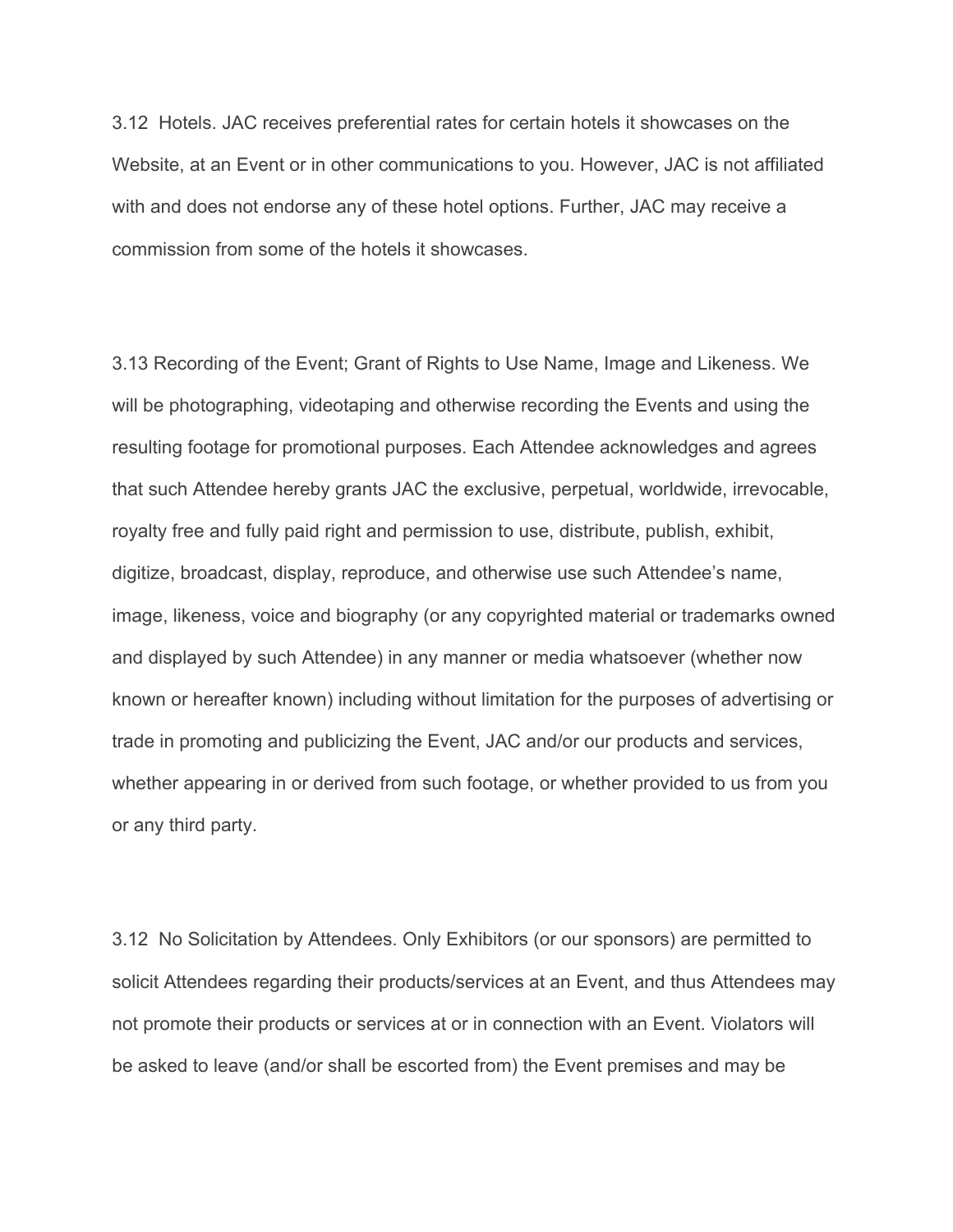3.12 Hotels. JAC receives preferential rates for certain hotels it showcases on the Website, at an Event or in other communications to you. However, JAC is not affiliated with and does not endorse any of these hotel options. Further, JAC may receive a commission from some of the hotels it showcases.

3.13 Recording of the Event; Grant of Rights to Use Name, Image and Likeness. We will be photographing, videotaping and otherwise recording the Events and using the resulting footage for promotional purposes. Each Attendee acknowledges and agrees that such Attendee hereby grants JAC the exclusive, perpetual, worldwide, irrevocable, royalty free and fully paid right and permission to use, distribute, publish, exhibit, digitize, broadcast, display, reproduce, and otherwise use such Attendee's name, image, likeness, voice and biography (or any copyrighted material or trademarks owned and displayed by such Attendee) in any manner or media whatsoever (whether now known or hereafter known) including without limitation for the purposes of advertising or trade in promoting and publicizing the Event, JAC and/or our products and services, whether appearing in or derived from such footage, or whether provided to us from you or any third party.

3.12 No Solicitation by Attendees. Only Exhibitors (or our sponsors) are permitted to solicit Attendees regarding their products/services at an Event, and thus Attendees may not promote their products or services at or in connection with an Event. Violators will be asked to leave (and/or shall be escorted from) the Event premises and may be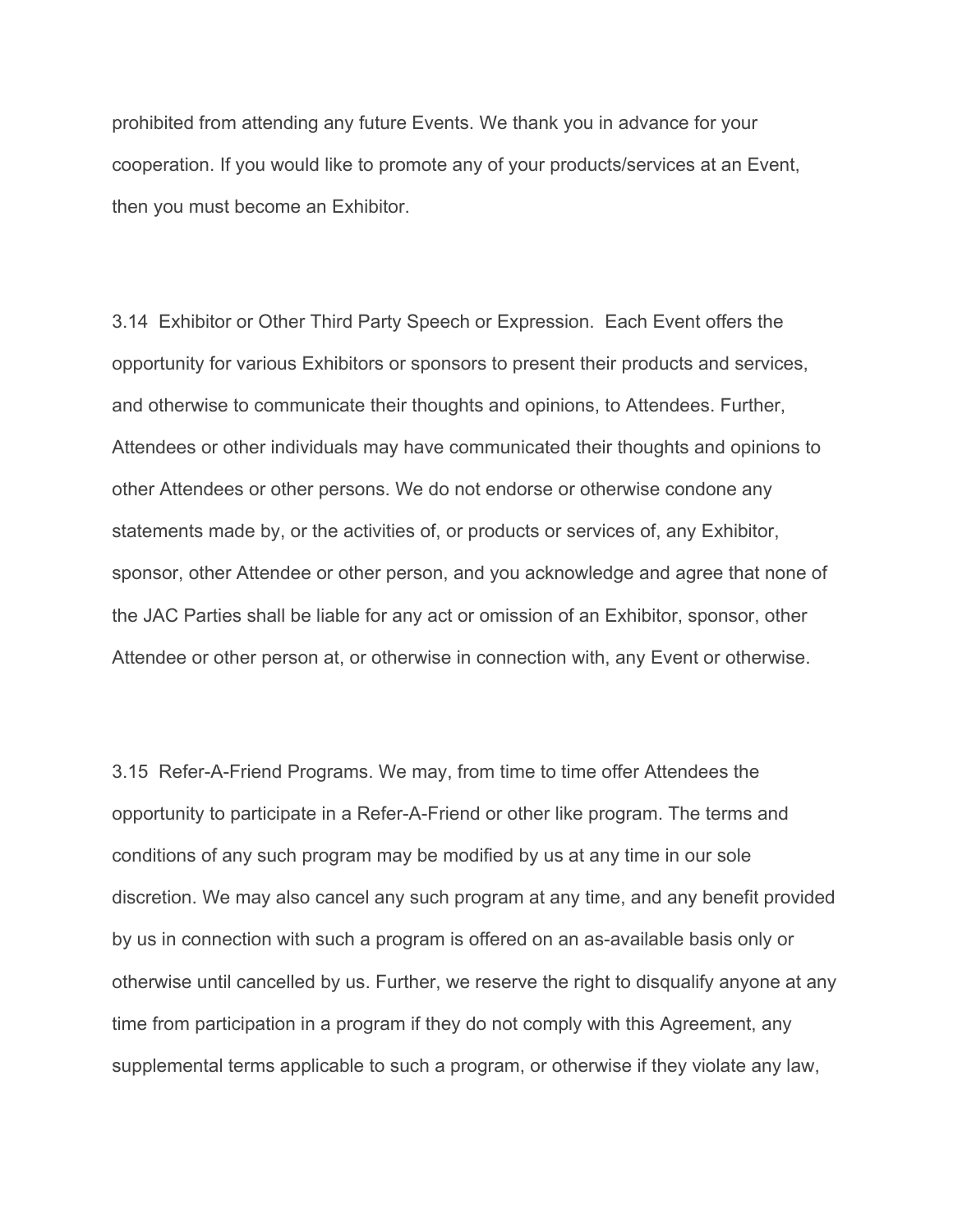prohibited from attending any future Events. We thank you in advance for your cooperation. If you would like to promote any of your products/services at an Event, then you must become an Exhibitor.

3.14 Exhibitor or Other Third Party Speech or Expression. Each Event offers the opportunity for various Exhibitors or sponsors to present their products and services, and otherwise to communicate their thoughts and opinions, to Attendees. Further, Attendees or other individuals may have communicated their thoughts and opinions to other Attendees or other persons. We do not endorse or otherwise condone any statements made by, or the activities of, or products or services of, any Exhibitor, sponsor, other Attendee or other person, and you acknowledge and agree that none of the JAC Parties shall be liable for any act or omission of an Exhibitor, sponsor, other Attendee or other person at, or otherwise in connection with, any Event or otherwise.

3.15 Refer-A-Friend Programs. We may, from time to time offer Attendees the opportunity to participate in a Refer-A-Friend or other like program. The terms and conditions of any such program may be modified by us at any time in our sole discretion. We may also cancel any such program at any time, and any benefit provided by us in connection with such a program is offered on an as-available basis only or otherwise until cancelled by us. Further, we reserve the right to disqualify anyone at any time from participation in a program if they do not comply with this Agreement, any supplemental terms applicable to such a program, or otherwise if they violate any law,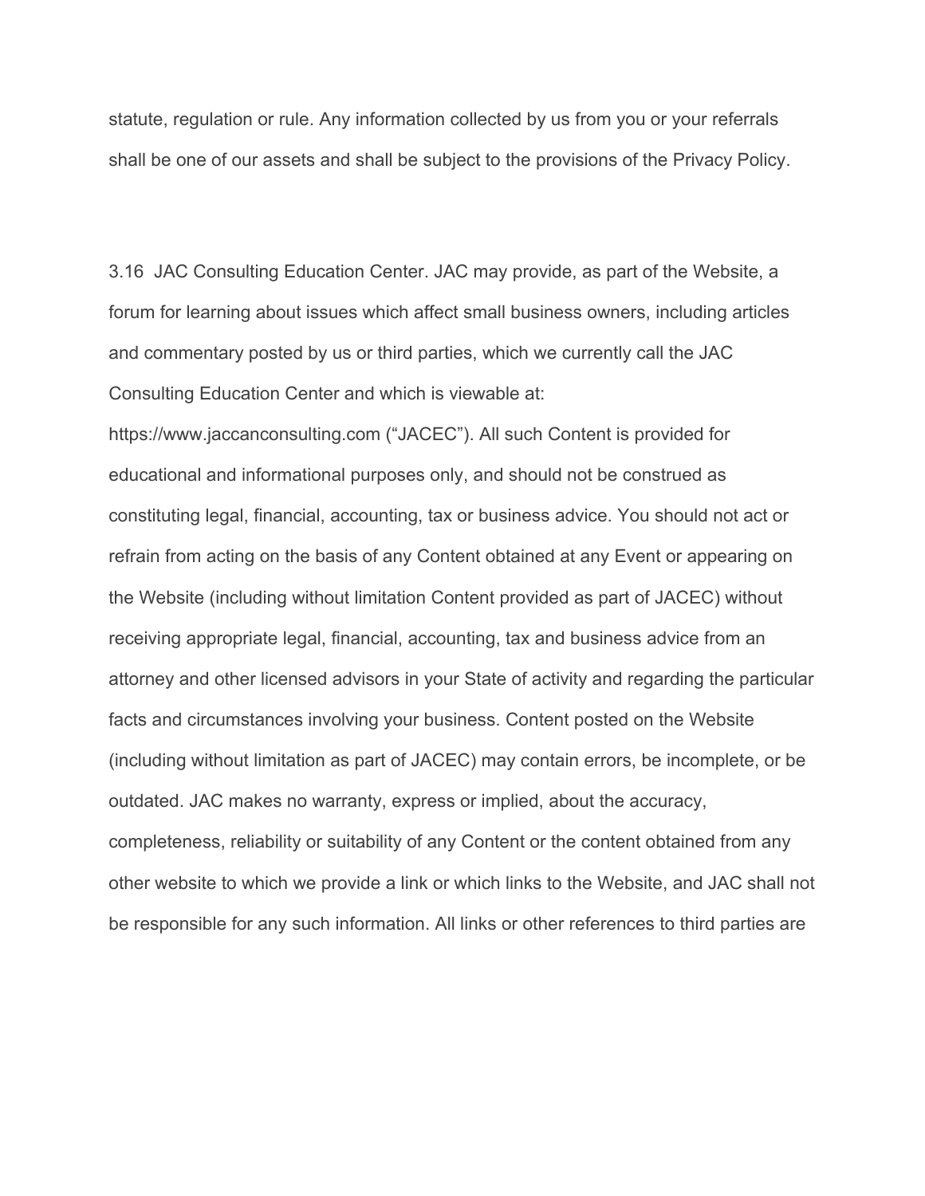statute, regulation or rule. Any information collected by us from you or your referrals shall be one of our assets and shall be subject to the provisions of the Privacy Policy.

3.16 JAC Consulting Education Center. JAC may provide, as part of the Website, a forum for learning about issues which affect small business owners, including articles and commentary posted by us or third parties, which we currently call the JAC Consulting Education Center and which is viewable at: https://www.jaccanconsulting.com ("JACEC"). All such Content is provided for educational and informational purposes only, and should not be construed as constituting legal, financial, accounting, tax or business advice. You should not act or refrain from acting on the basis of any Content obtained at any Event or appearing on the Website (including without limitation Content provided as part of JACEC) without receiving appropriate legal, financial, accounting, tax and business advice from an attorney and other licensed advisors in your State of activity and regarding the particular facts and circumstances involving your business. Content posted on the Website (including without limitation as part of JACEC) may contain errors, be incomplete, or be outdated. JAC makes no warranty, express or implied, about the accuracy, completeness, reliability or suitability of any Content or the content obtained from any other website to which we provide a link or which links to the Website, and JAC shall not be responsible for any such information. All links or other references to third parties are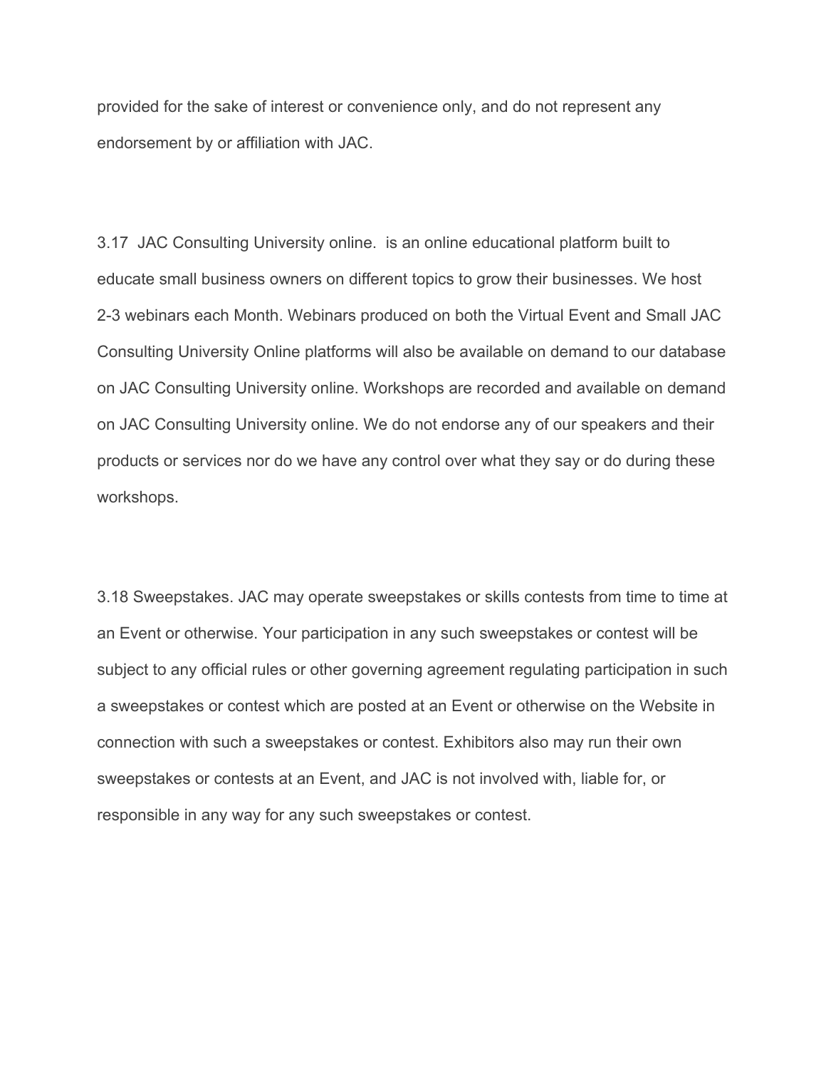provided for the sake of interest or convenience only, and do not represent any endorsement by or affiliation with JAC.

3.17 JAC Consulting University online. is an online educational platform built to educate small business owners on different topics to grow their businesses. We host 2-3 webinars each Month. Webinars produced on both the Virtual Event and Small JAC Consulting University Online platforms will also be available on demand to our database on JAC Consulting University online. Workshops are recorded and available on demand on JAC Consulting University online. We do not endorse any of our speakers and their products or services nor do we have any control over what they say or do during these workshops.

3.18 Sweepstakes. JAC may operate sweepstakes or skills contests from time to time at an Event or otherwise. Your participation in any such sweepstakes or contest will be subject to any official rules or other governing agreement regulating participation in such a sweepstakes or contest which are posted at an Event or otherwise on the Website in connection with such a sweepstakes or contest. Exhibitors also may run their own sweepstakes or contests at an Event, and JAC is not involved with, liable for, or responsible in any way for any such sweepstakes or contest.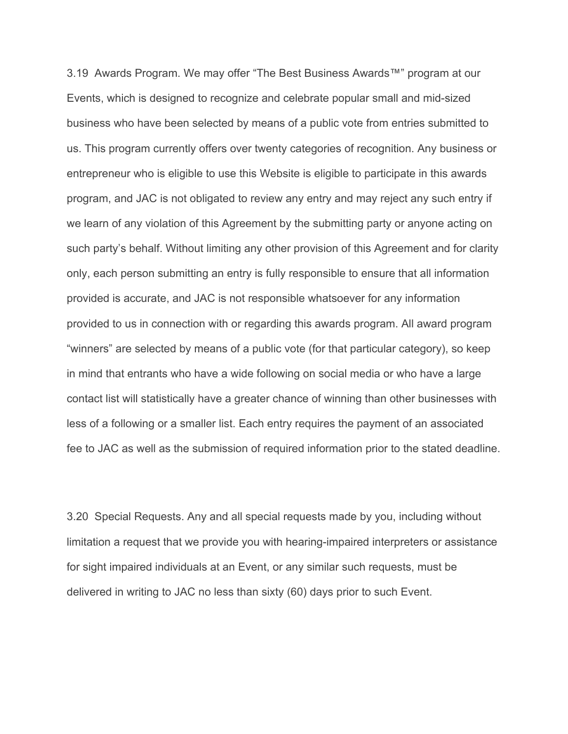3.19 Awards Program. We may offer “The Best Business Awards™” program at our Events, which is designed to recognize and celebrate popular small and mid-sized business who have been selected by means of a public vote from entries submitted to us. This program currently offers over twenty categories of recognition. Any business or entrepreneur who is eligible to use this Website is eligible to participate in this awards program, and JAC is not obligated to review any entry and may reject any such entry if we learn of any violation of this Agreement by the submitting party or anyone acting on such party’s behalf. Without limiting any other provision of this Agreement and for clarity only, each person submitting an entry is fully responsible to ensure that all information provided is accurate, and JAC is not responsible whatsoever for any information provided to us in connection with or regarding this awards program. All award program “winners” are selected by means of a public vote (for that particular category), so keep in mind that entrants who have a wide following on social media or who have a large contact list will statistically have a greater chance of winning than other businesses with less of a following or a smaller list. Each entry requires the payment of an associated fee to JAC as well as the submission of required information prior to the stated deadline.

3.20 Special Requests. Any and all special requests made by you, including without limitation a request that we provide you with hearing-impaired interpreters or assistance for sight impaired individuals at an Event, or any similar such requests, must be delivered in writing to JAC no less than sixty (60) days prior to such Event.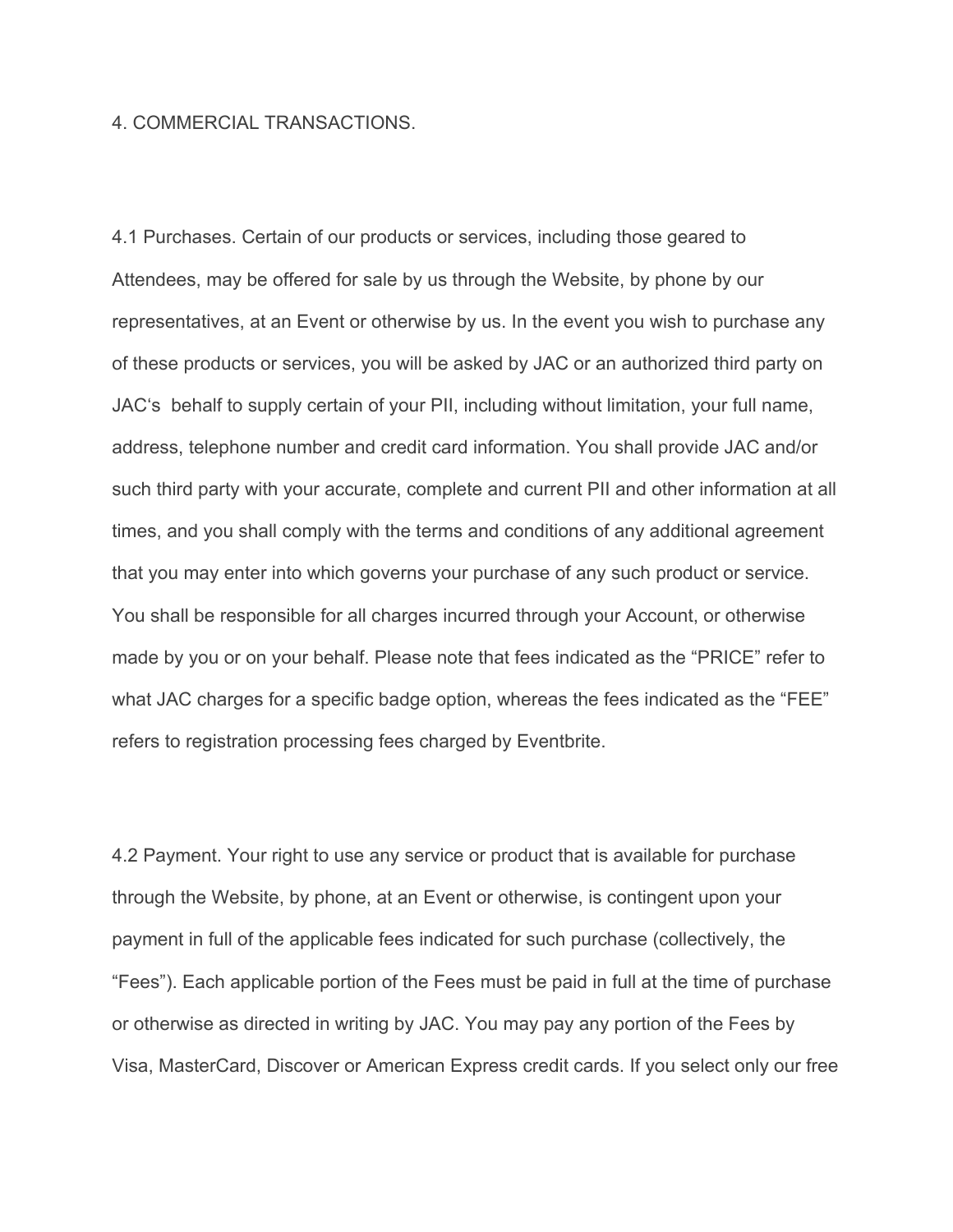## 4. COMMERCIAL TRANSACTIONS.

4.1 Purchases. Certain of our products or services, including those geared to Attendees, may be offered for sale by us through the Website, by phone by our representatives, at an Event or otherwise by us. In the event you wish to purchase any of these products or services, you will be asked by JAC or an authorized third party on JAC's behalf to supply certain of your PII, including without limitation, your full name, address, telephone number and credit card information. You shall provide JAC and/or such third party with your accurate, complete and current PII and other information at all times, and you shall comply with the terms and conditions of any additional agreement that you may enter into which governs your purchase of any such product or service. You shall be responsible for all charges incurred through your Account, or otherwise made by you or on your behalf. Please note that fees indicated as the "PRICE" refer to what JAC charges for a specific badge option, whereas the fees indicated as the "FEE" refers to registration processing fees charged by Eventbrite.

4.2 Payment. Your right to use any service or product that is available for purchase through the Website, by phone, at an Event or otherwise, is contingent upon your payment in full of the applicable fees indicated for such purchase (collectively, the "Fees"). Each applicable portion of the Fees must be paid in full at the time of purchase or otherwise as directed in writing by JAC. You may pay any portion of the Fees by Visa, MasterCard, Discover or American Express credit cards. If you select only our free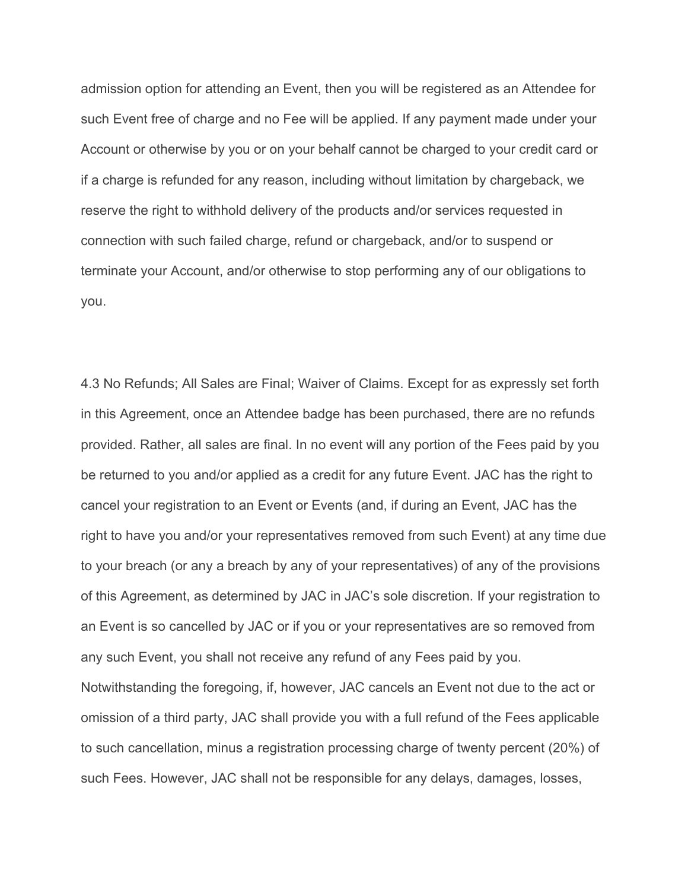admission option for attending an Event, then you will be registered as an Attendee for such Event free of charge and no Fee will be applied. If any payment made under your Account or otherwise by you or on your behalf cannot be charged to your credit card or if a charge is refunded for any reason, including without limitation by chargeback, we reserve the right to withhold delivery of the products and/or services requested in connection with such failed charge, refund or chargeback, and/or to suspend or terminate your Account, and/or otherwise to stop performing any of our obligations to you.

4.3 No Refunds; All Sales are Final; Waiver of Claims. Except for as expressly set forth in this Agreement, once an Attendee badge has been purchased, there are no refunds provided. Rather, all sales are final. In no event will any portion of the Fees paid by you be returned to you and/or applied as a credit for any future Event. JAC has the right to cancel your registration to an Event or Events (and, if during an Event, JAC has the right to have you and/or your representatives removed from such Event) at any time due to your breach (or any a breach by any of your representatives) of any of the provisions of this Agreement, as determined by JAC in JAC's sole discretion. If your registration to an Event is so cancelled by JAC or if you or your representatives are so removed from any such Event, you shall not receive any refund of any Fees paid by you. Notwithstanding the foregoing, if, however, JAC cancels an Event not due to the act or omission of a third party, JAC shall provide you with a full refund of the Fees applicable to such cancellation, minus a registration processing charge of twenty percent (20%) of such Fees. However, JAC shall not be responsible for any delays, damages, losses,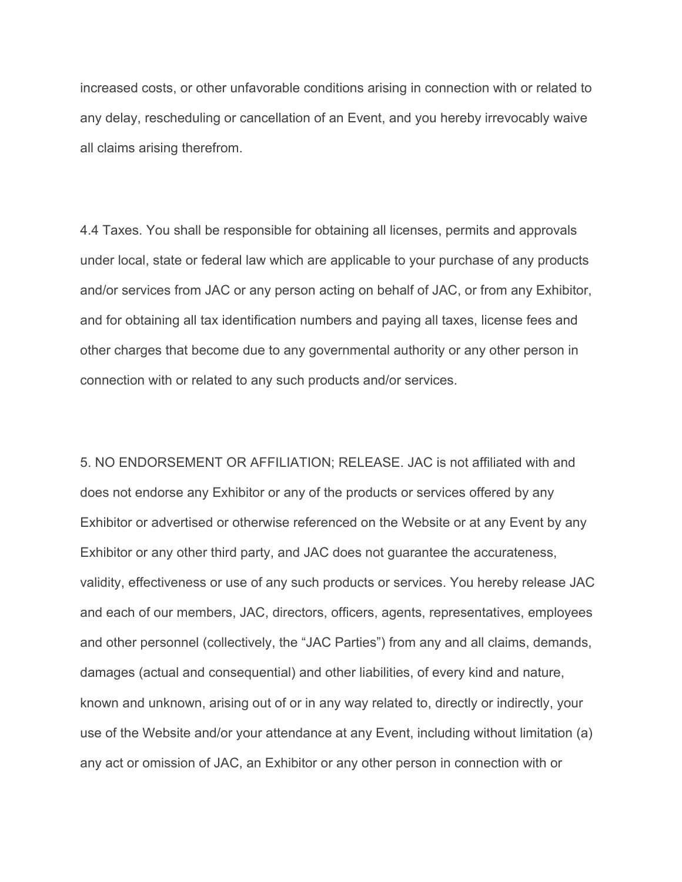increased costs, or other unfavorable conditions arising in connection with or related to any delay, rescheduling or cancellation of an Event, and you hereby irrevocably waive all claims arising therefrom.

4.4 Taxes. You shall be responsible for obtaining all licenses, permits and approvals under local, state or federal law which are applicable to your purchase of any products and/or services from JAC or any person acting on behalf of JAC, or from any Exhibitor, and for obtaining all tax identification numbers and paying all taxes, license fees and other charges that become due to any governmental authority or any other person in connection with or related to any such products and/or services.

5. NO ENDORSEMENT OR AFFILIATION; RELEASE. JAC is not affiliated with and does not endorse any Exhibitor or any of the products or services offered by any Exhibitor or advertised or otherwise referenced on the Website or at any Event by any Exhibitor or any other third party, and JAC does not guarantee the accurateness, validity, effectiveness or use of any such products or services. You hereby release JAC and each of our members, JAC, directors, officers, agents, representatives, employees and other personnel (collectively, the “JAC Parties”) from any and all claims, demands, damages (actual and consequential) and other liabilities, of every kind and nature, known and unknown, arising out of or in any way related to, directly or indirectly, your use of the Website and/or your attendance at any Event, including without limitation (a) any act or omission of JAC, an Exhibitor or any other person in connection with or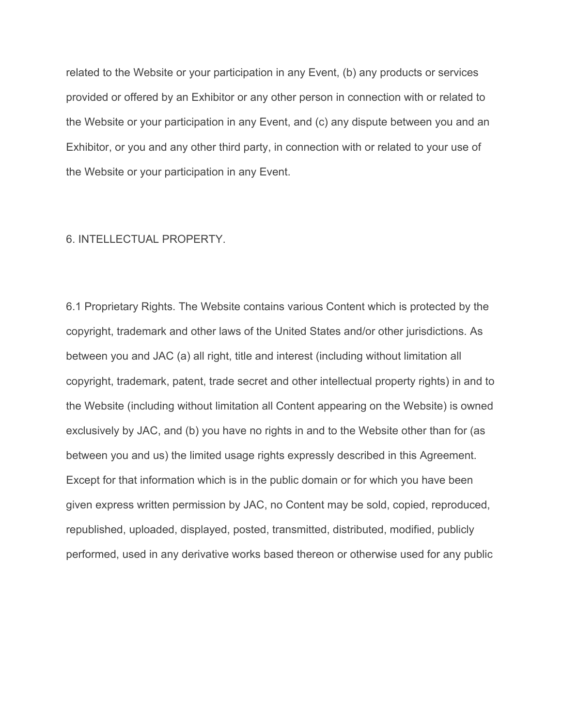related to the Website or your participation in any Event, (b) any products or services provided or offered by an Exhibitor or any other person in connection with or related to the Website or your participation in any Event, and (c) any dispute between you and an Exhibitor, or you and any other third party, in connection with or related to your use of the Website or your participation in any Event.

## 6. INTELLECTUAL PROPERTY.

6.1 Proprietary Rights. The Website contains various Content which is protected by the copyright, trademark and other laws of the United States and/or other jurisdictions. As between you and JAC (a) all right, title and interest (including without limitation all copyright, trademark, patent, trade secret and other intellectual property rights) in and to the Website (including without limitation all Content appearing on the Website) is owned exclusively by JAC, and (b) you have no rights in and to the Website other than for (as between you and us) the limited usage rights expressly described in this Agreement. Except for that information which is in the public domain or for which you have been given express written permission by JAC, no Content may be sold, copied, reproduced, republished, uploaded, displayed, posted, transmitted, distributed, modified, publicly performed, used in any derivative works based thereon or otherwise used for any public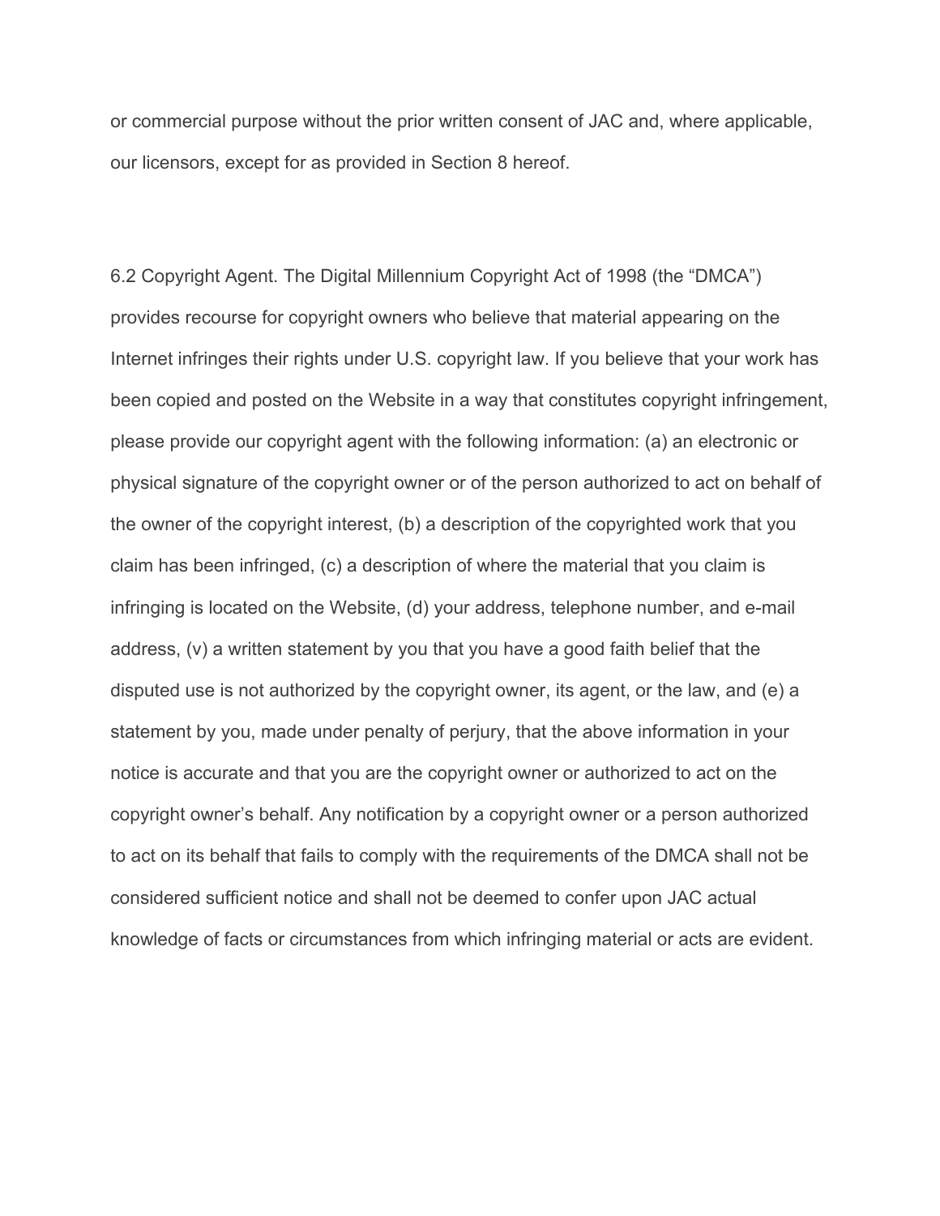or commercial purpose without the prior written consent of JAC and, where applicable, our licensors, except for as provided in Section 8 hereof.

6.2 Copyright Agent. The Digital Millennium Copyright Act of 1998 (the “DMCA”) provides recourse for copyright owners who believe that material appearing on the Internet infringes their rights under U.S. copyright law. If you believe that your work has been copied and posted on the Website in a way that constitutes copyright infringement, please provide our copyright agent with the following information: (a) an electronic or physical signature of the copyright owner or of the person authorized to act on behalf of the owner of the copyright interest, (b) a description of the copyrighted work that you claim has been infringed, (c) a description of where the material that you claim is infringing is located on the Website, (d) your address, telephone number, and e-mail address, (v) a written statement by you that you have a good faith belief that the disputed use is not authorized by the copyright owner, its agent, or the law, and (e) a statement by you, made under penalty of perjury, that the above information in your notice is accurate and that you are the copyright owner or authorized to act on the copyright owner’s behalf. Any notification by a copyright owner or a person authorized to act on its behalf that fails to comply with the requirements of the DMCA shall not be considered sufficient notice and shall not be deemed to confer upon JAC actual knowledge of facts or circumstances from which infringing material or acts are evident.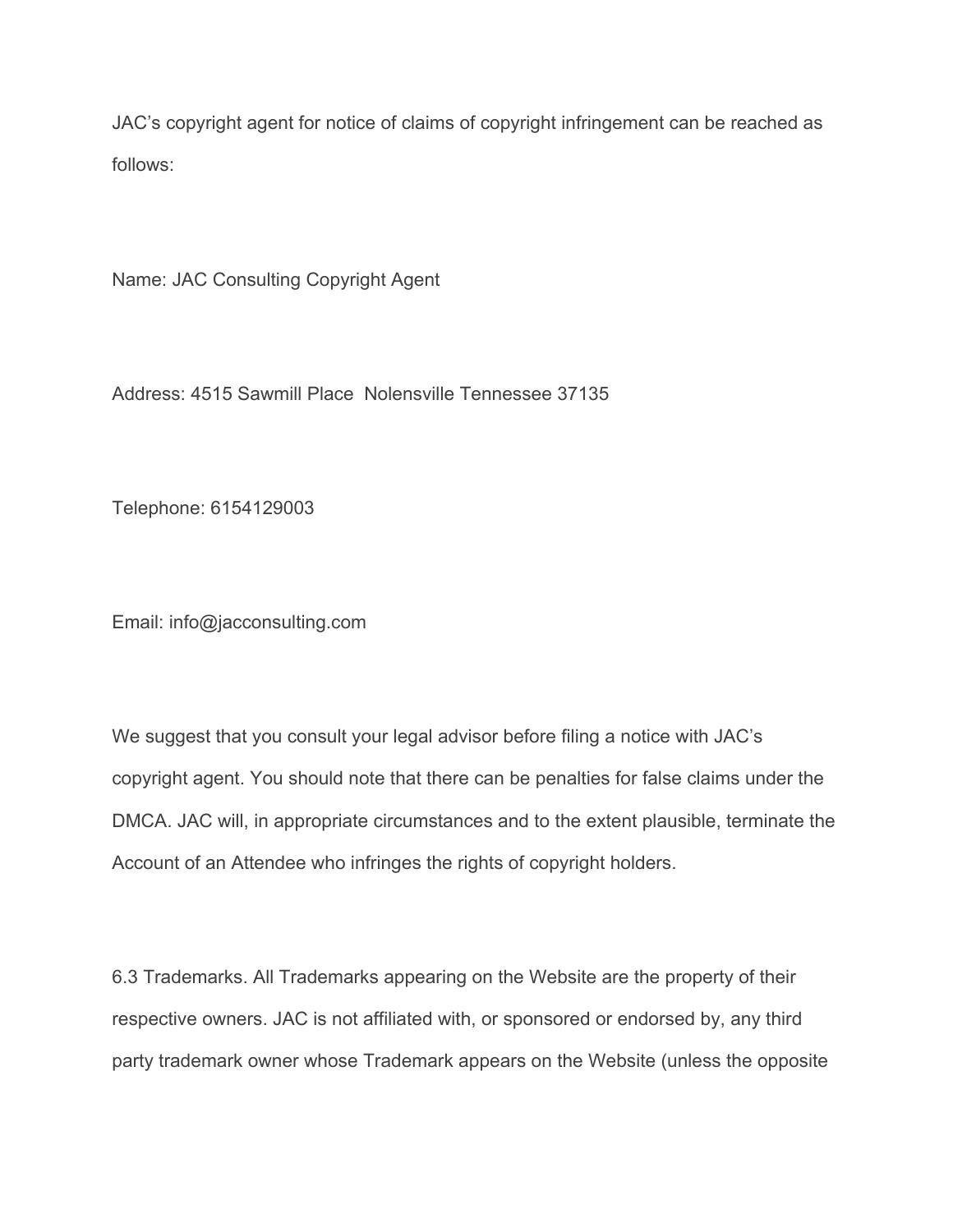JAC's copyright agent for notice of claims of copyright infringement can be reached as follows:

Name: JAC Consulting Copyright Agent

Address: 4515 Sawmill Place  Nolensville Tennessee 37135

Telephone: 6154129003

Email: info@jacconsulting.com

We suggest that you consult your legal advisor before filing a notice with JAC's copyright agent. You should note that there can be penalties for false claims under the DMCA. JAC will, in appropriate circumstances and to the extent plausible, terminate the Account of an Attendee who infringes the rights of copyright holders.

6.3 Trademarks. All Trademarks appearing on the Website are the property of their respective owners. JAC is not affiliated with, or sponsored or endorsed by, any third party trademark owner whose Trademark appears on the Website (unless the opposite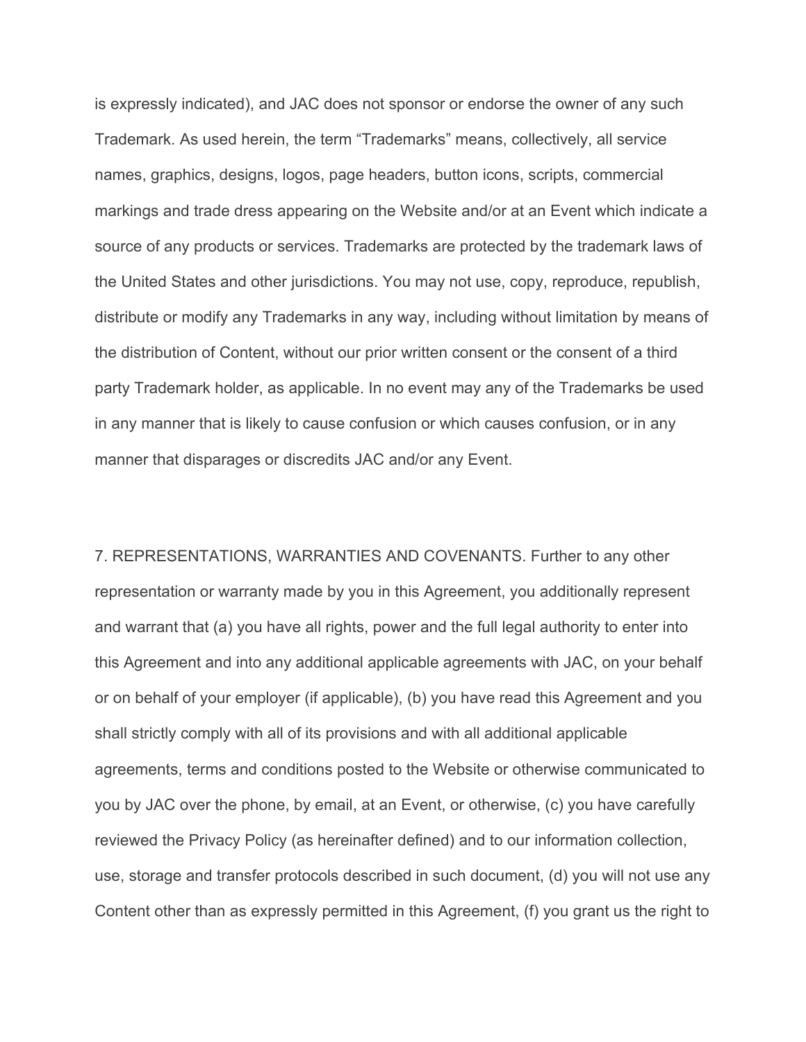is expressly indicated), and JAC does not sponsor or endorse the owner of any such Trademark. As used herein, the term "Trademarks" means, collectively, all service names, graphics, designs, logos, page headers, button icons, scripts, commercial markings and trade dress appearing on the Website and/or at an Event which indicate a source of any products or services. Trademarks are protected by the trademark laws of the United States and other jurisdictions. You may not use, copy, reproduce, republish, distribute or modify any Trademarks in any way, including without limitation by means of the distribution of Content, without our prior written consent or the consent of a third party Trademark holder, as applicable. In no event may any of the Trademarks be used in any manner that is likely to cause confusion or which causes confusion, or in any manner that disparages or discredits JAC and/or any Event.

7. REPRESENTATIONS, WARRANTIES AND COVENANTS. Further to any other representation or warranty made by you in this Agreement, you additionally represent and warrant that (a) you have all rights, power and the full legal authority to enter into this Agreement and into any additional applicable agreements with JAC, on your behalf or on behalf of your employer (if applicable), (b) you have read this Agreement and you shall strictly comply with all of its provisions and with all additional applicable agreements, terms and conditions posted to the Website or otherwise communicated to you by JAC over the phone, by email, at an Event, or otherwise, (c) you have carefully reviewed the Privacy Policy (as hereinafter defined) and to our information collection, use, storage and transfer protocols described in such document, (d) you will not use any Content other than as expressly permitted in this Agreement, (f) you grant us the right to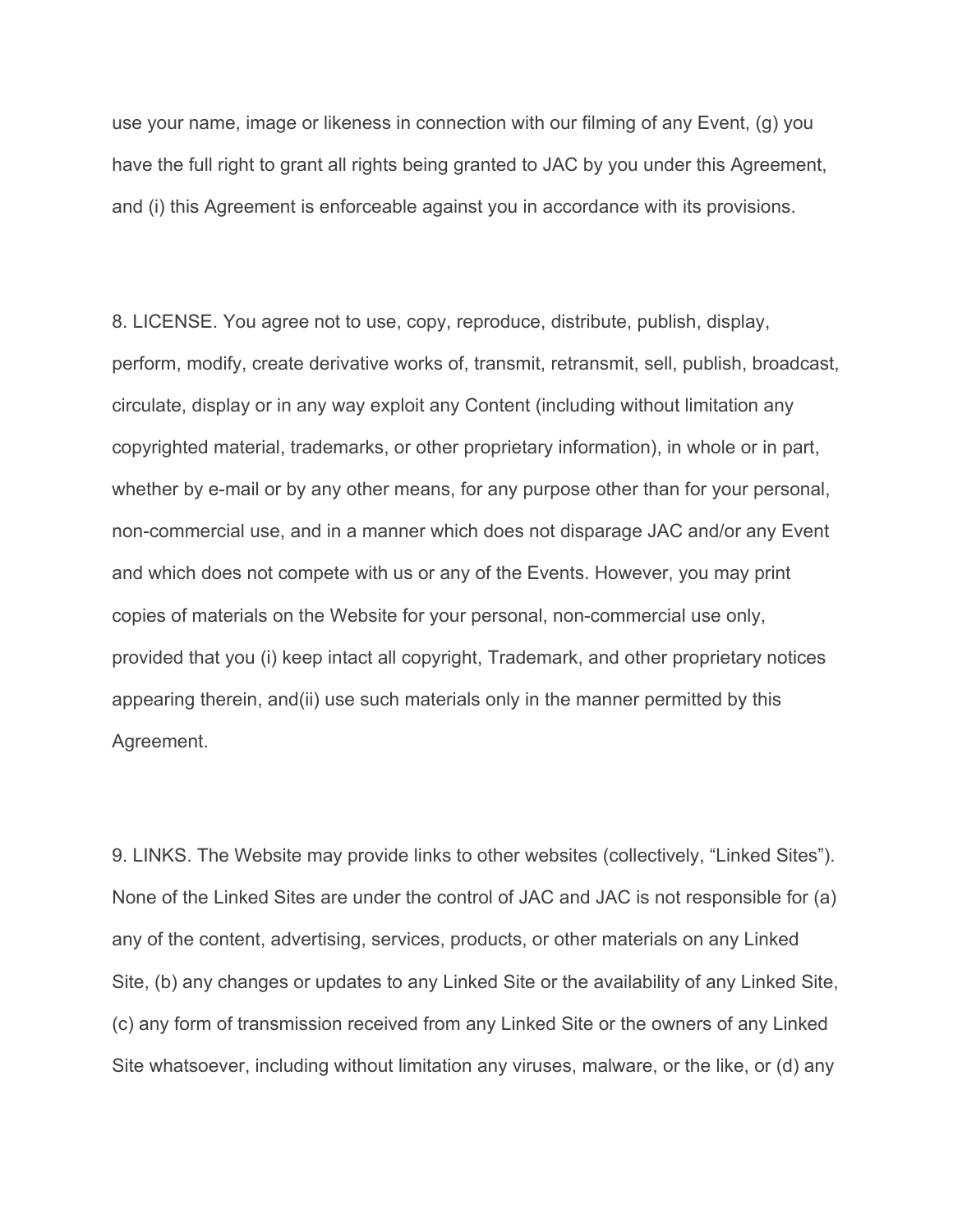use your name, image or likeness in connection with our filming of any Event, (g) you have the full right to grant all rights being granted to JAC by you under this Agreement, and (i) this Agreement is enforceable against you in accordance with its provisions.

8. LICENSE. You agree not to use, copy, reproduce, distribute, publish, display, perform, modify, create derivative works of, transmit, retransmit, sell, publish, broadcast, circulate, display or in any way exploit any Content (including without limitation any copyrighted material, trademarks, or other proprietary information), in whole or in part, whether by e-mail or by any other means, for any purpose other than for your personal, non-commercial use, and in a manner which does not disparage JAC and/or any Event and which does not compete with us or any of the Events. However, you may print copies of materials on the Website for your personal, non-commercial use only, provided that you (i) keep intact all copyright, Trademark, and other proprietary notices appearing therein, and(ii) use such materials only in the manner permitted by this Agreement.

9. LINKS. The Website may provide links to other websites (collectively, "Linked Sites"). None of the Linked Sites are under the control of JAC and JAC is not responsible for (a) any of the content, advertising, services, products, or other materials on any Linked Site, (b) any changes or updates to any Linked Site or the availability of any Linked Site, (c) any form of transmission received from any Linked Site or the owners of any Linked Site whatsoever, including without limitation any viruses, malware, or the like, or (d) any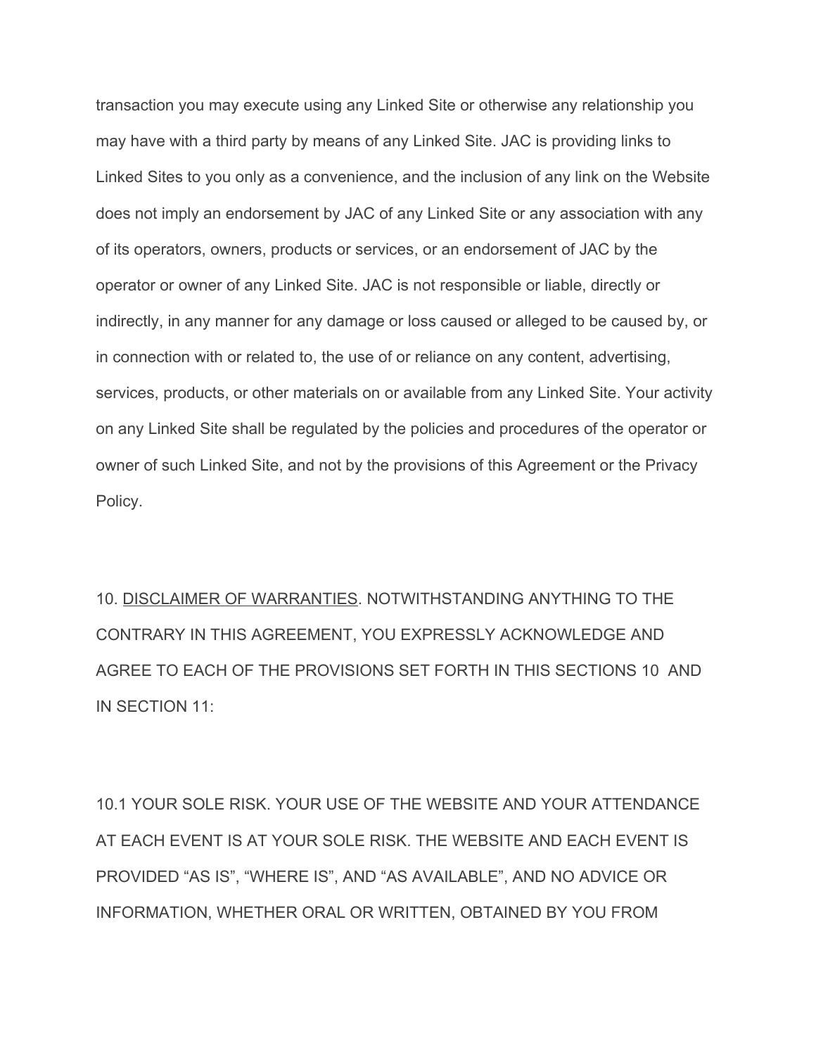transaction you may execute using any Linked Site or otherwise any relationship you may have with a third party by means of any Linked Site. JAC is providing links to Linked Sites to you only as a convenience, and the inclusion of any link on the Website does not imply an endorsement by JAC of any Linked Site or any association with any of its operators, owners, products or services, or an endorsement of JAC by the operator or owner of any Linked Site. JAC is not responsible or liable, directly or indirectly, in any manner for any damage or loss caused or alleged to be caused by, or in connection with or related to, the use of or reliance on any content, advertising, services, products, or other materials on or available from any Linked Site. Your activity on any Linked Site shall be regulated by the policies and procedures of the operator or owner of such Linked Site, and not by the provisions of this Agreement or the Privacy Policy.

10. <u>DISCLAIMER OF WARRANTIES</u>. NOTWITHSTANDING ANYTHING TO THE CONTRARY IN THIS AGREEMENT, YOU EXPRESSLY ACKNOWLEDGE AND AGREE TO EACH OF THE PROVISIONS SET FORTH IN THIS SECTIONS 10 AND IN SECTION 11:

10.1 YOUR SOLE RISK. YOUR USE OF THE WEBSITE AND YOUR ATTENDANCE AT EACH EVENT IS AT YOUR SOLE RISK. THE WEBSITE AND EACH EVENT IS PROVIDED “AS IS”, “WHERE IS”, AND “AS AVAILABLE”, AND NO ADVICE OR INFORMATION, WHETHER ORAL OR WRITTEN, OBTAINED BY YOU FROM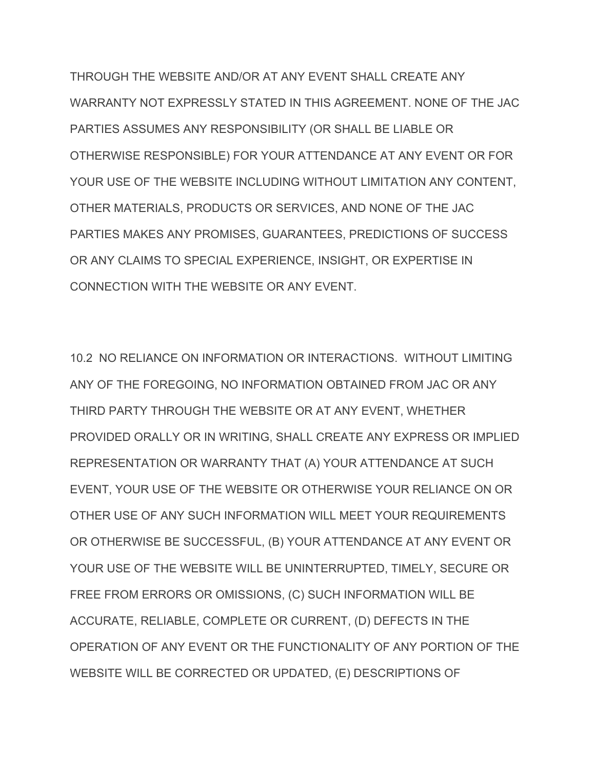THROUGH THE WEBSITE AND/OR AT ANY EVENT SHALL CREATE ANY WARRANTY NOT EXPRESSLY STATED IN THIS AGREEMENT. NONE OF THE JAC PARTIES ASSUMES ANY RESPONSIBILITY (OR SHALL BE LIABLE OR OTHERWISE RESPONSIBLE) FOR YOUR ATTENDANCE AT ANY EVENT OR FOR YOUR USE OF THE WEBSITE INCLUDING WITHOUT LIMITATION ANY CONTENT, OTHER MATERIALS, PRODUCTS OR SERVICES, AND NONE OF THE JAC PARTIES MAKES ANY PROMISES, GUARANTEES, PREDICTIONS OF SUCCESS OR ANY CLAIMS TO SPECIAL EXPERIENCE, INSIGHT, OR EXPERTISE IN CONNECTION WITH THE WEBSITE OR ANY EVENT.

10.2 NO RELIANCE ON INFORMATION OR INTERACTIONS. WITHOUT LIMITING ANY OF THE FOREGOING, NO INFORMATION OBTAINED FROM JAC OR ANY THIRD PARTY THROUGH THE WEBSITE OR AT ANY EVENT, WHETHER PROVIDED ORALLY OR IN WRITING, SHALL CREATE ANY EXPRESS OR IMPLIED REPRESENTATION OR WARRANTY THAT (A) YOUR ATTENDANCE AT SUCH EVENT, YOUR USE OF THE WEBSITE OR OTHERWISE YOUR RELIANCE ON OR OTHER USE OF ANY SUCH INFORMATION WILL MEET YOUR REQUIREMENTS OR OTHERWISE BE SUCCESSFUL, (B) YOUR ATTENDANCE AT ANY EVENT OR YOUR USE OF THE WEBSITE WILL BE UNINTERRUPTED, TIMELY, SECURE OR FREE FROM ERRORS OR OMISSIONS, (C) SUCH INFORMATION WILL BE ACCURATE, RELIABLE, COMPLETE OR CURRENT, (D) DEFECTS IN THE OPERATION OF ANY EVENT OR THE FUNCTIONALITY OF ANY PORTION OF THE WEBSITE WILL BE CORRECTED OR UPDATED, (E) DESCRIPTIONS OF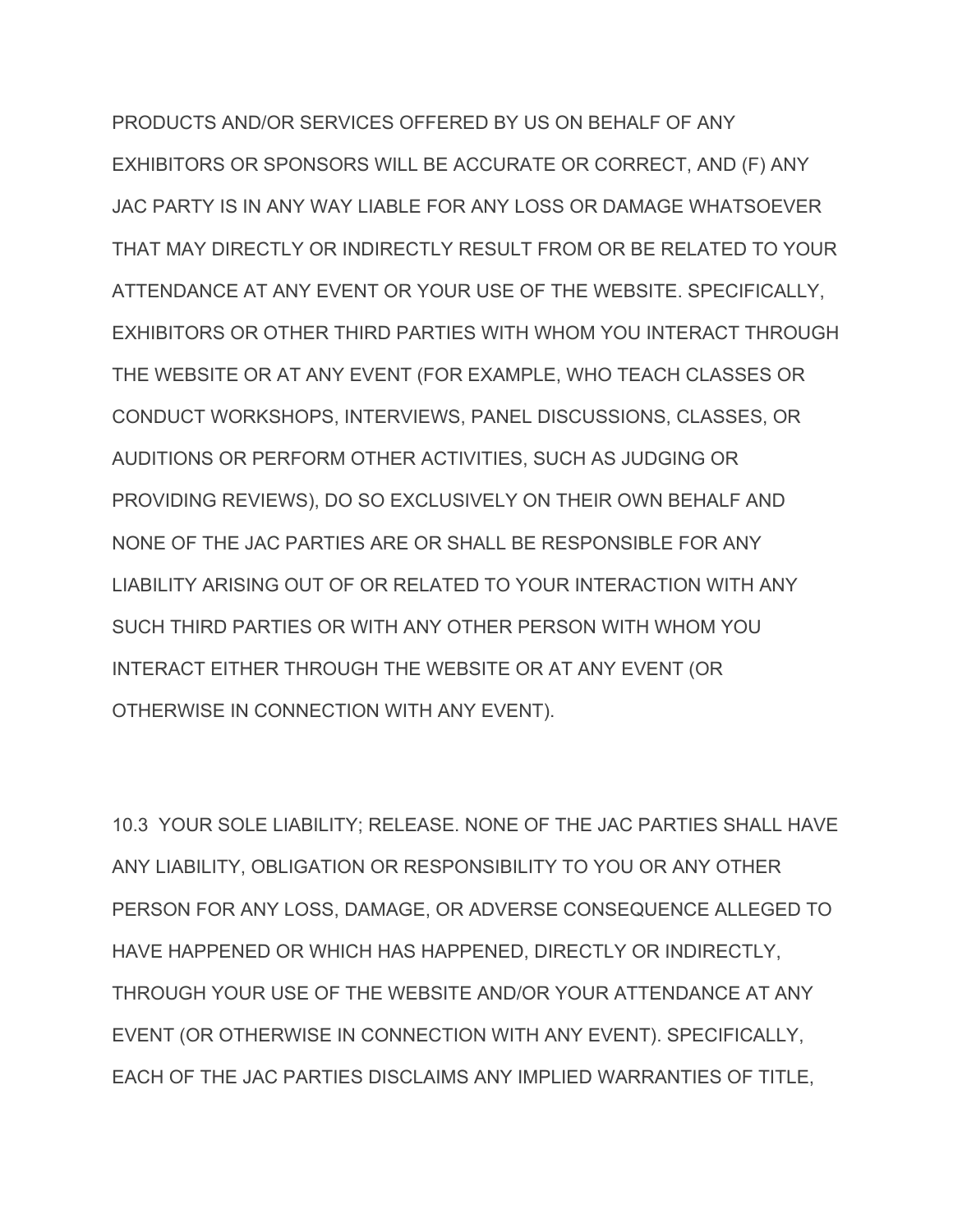PRODUCTS AND/OR SERVICES OFFERED BY US ON BEHALF OF ANY EXHIBITORS OR SPONSORS WILL BE ACCURATE OR CORRECT, AND (F) ANY JAC PARTY IS IN ANY WAY LIABLE FOR ANY LOSS OR DAMAGE WHATSOEVER THAT MAY DIRECTLY OR INDIRECTLY RESULT FROM OR BE RELATED TO YOUR ATTENDANCE AT ANY EVENT OR YOUR USE OF THE WEBSITE. SPECIFICALLY, EXHIBITORS OR OTHER THIRD PARTIES WITH WHOM YOU INTERACT THROUGH THE WEBSITE OR AT ANY EVENT (FOR EXAMPLE, WHO TEACH CLASSES OR CONDUCT WORKSHOPS, INTERVIEWS, PANEL DISCUSSIONS, CLASSES, OR AUDITIONS OR PERFORM OTHER ACTIVITIES, SUCH AS JUDGING OR PROVIDING REVIEWS), DO SO EXCLUSIVELY ON THEIR OWN BEHALF AND NONE OF THE JAC PARTIES ARE OR SHALL BE RESPONSIBLE FOR ANY LIABILITY ARISING OUT OF OR RELATED TO YOUR INTERACTION WITH ANY SUCH THIRD PARTIES OR WITH ANY OTHER PERSON WITH WHOM YOU INTERACT EITHER THROUGH THE WEBSITE OR AT ANY EVENT (OR OTHERWISE IN CONNECTION WITH ANY EVENT).

10.3 YOUR SOLE LIABILITY; RELEASE. NONE OF THE JAC PARTIES SHALL HAVE ANY LIABILITY, OBLIGATION OR RESPONSIBILITY TO YOU OR ANY OTHER PERSON FOR ANY LOSS, DAMAGE, OR ADVERSE CONSEQUENCE ALLEGED TO HAVE HAPPENED OR WHICH HAS HAPPENED, DIRECTLY OR INDIRECTLY, THROUGH YOUR USE OF THE WEBSITE AND/OR YOUR ATTENDANCE AT ANY EVENT (OR OTHERWISE IN CONNECTION WITH ANY EVENT). SPECIFICALLY, EACH OF THE JAC PARTIES DISCLAIMS ANY IMPLIED WARRANTIES OF TITLE,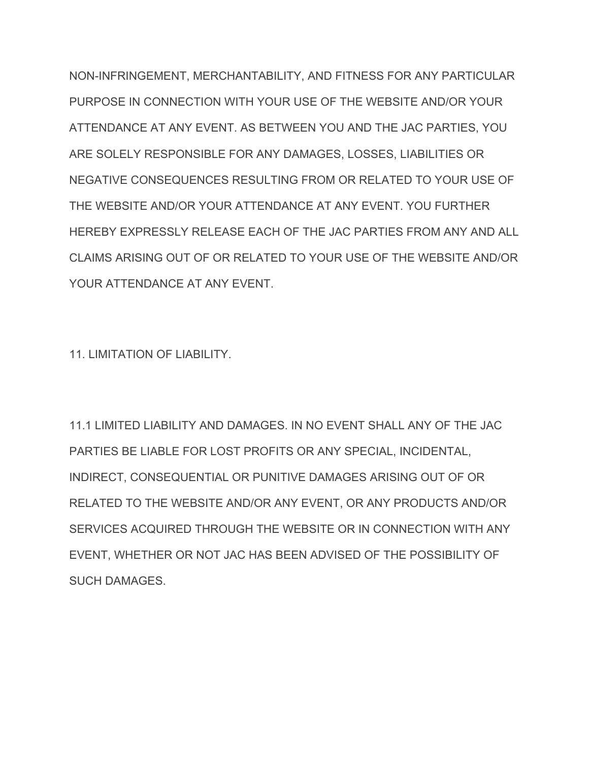NON-INFRINGEMENT, MERCHANTABILITY, AND FITNESS FOR ANY PARTICULAR PURPOSE IN CONNECTION WITH YOUR USE OF THE WEBSITE AND/OR YOUR ATTENDANCE AT ANY EVENT. AS BETWEEN YOU AND THE JAC PARTIES, YOU ARE SOLELY RESPONSIBLE FOR ANY DAMAGES, LOSSES, LIABILITIES OR NEGATIVE CONSEQUENCES RESULTING FROM OR RELATED TO YOUR USE OF THE WEBSITE AND/OR YOUR ATTENDANCE AT ANY EVENT. YOU FURTHER HEREBY EXPRESSLY RELEASE EACH OF THE JAC PARTIES FROM ANY AND ALL CLAIMS ARISING OUT OF OR RELATED TO YOUR USE OF THE WEBSITE AND/OR YOUR ATTENDANCE AT ANY EVENT.

11. LIMITATION OF LIABILITY.

11.1 LIMITED LIABILITY AND DAMAGES. IN NO EVENT SHALL ANY OF THE JAC PARTIES BE LIABLE FOR LOST PROFITS OR ANY SPECIAL, INCIDENTAL, INDIRECT, CONSEQUENTIAL OR PUNITIVE DAMAGES ARISING OUT OF OR RELATED TO THE WEBSITE AND/OR ANY EVENT, OR ANY PRODUCTS AND/OR SERVICES ACQUIRED THROUGH THE WEBSITE OR IN CONNECTION WITH ANY EVENT, WHETHER OR NOT JAC HAS BEEN ADVISED OF THE POSSIBILITY OF SUCH DAMAGES.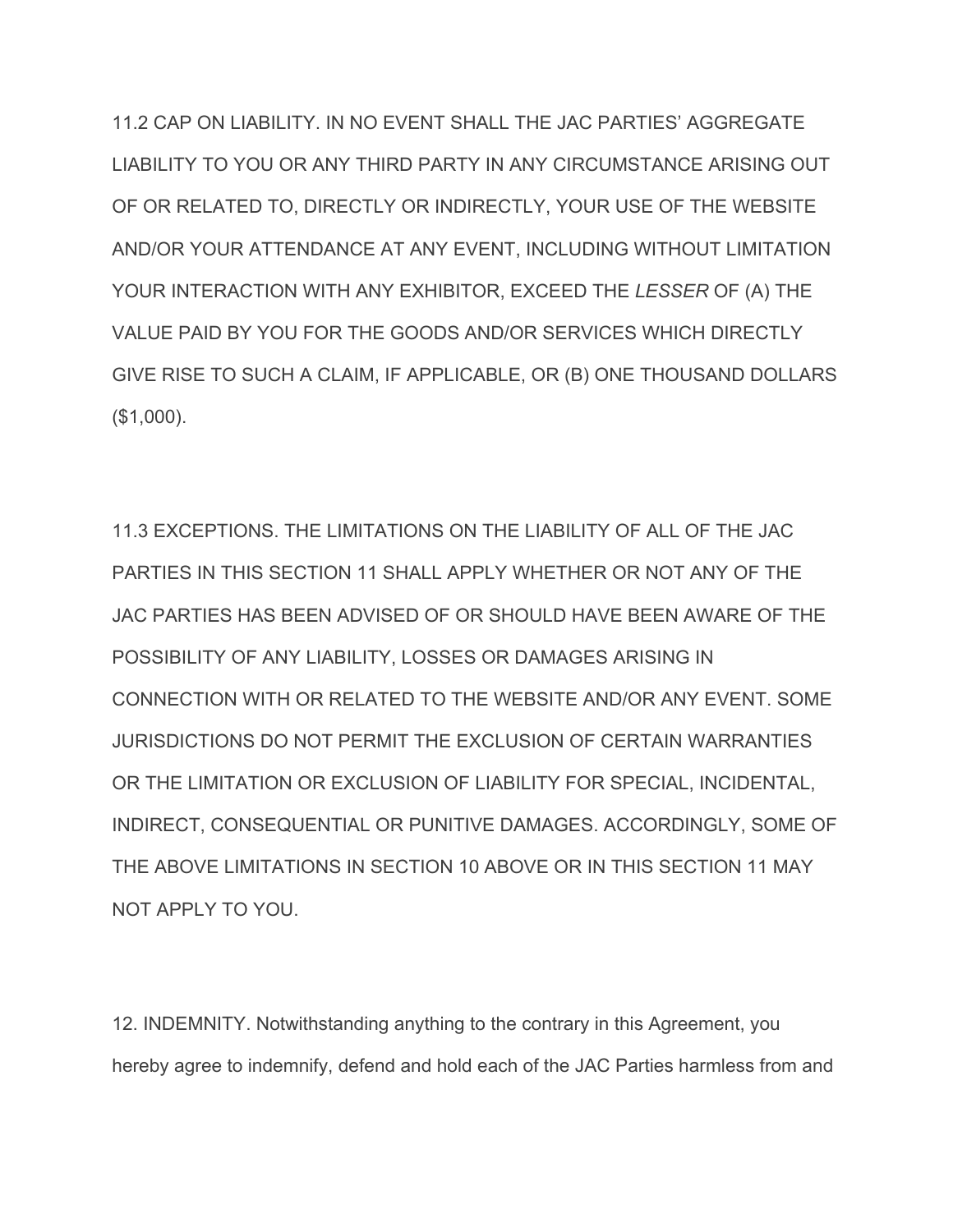11.2 CAP ON LIABILITY. IN NO EVENT SHALL THE JAC PARTIES' AGGREGATE LIABILITY TO YOU OR ANY THIRD PARTY IN ANY CIRCUMSTANCE ARISING OUT OF OR RELATED TO, DIRECTLY OR INDIRECTLY, YOUR USE OF THE WEBSITE AND/OR YOUR ATTENDANCE AT ANY EVENT, INCLUDING WITHOUT LIMITATION YOUR INTERACTION WITH ANY EXHIBITOR, EXCEED THE *LESSER* OF (A) THE VALUE PAID BY YOU FOR THE GOODS AND/OR SERVICES WHICH DIRECTLY GIVE RISE TO SUCH A CLAIM, IF APPLICABLE, OR (B) ONE THOUSAND DOLLARS ($1,000).

11.3 EXCEPTIONS. THE LIMITATIONS ON THE LIABILITY OF ALL OF THE JAC PARTIES IN THIS SECTION 11 SHALL APPLY WHETHER OR NOT ANY OF THE JAC PARTIES HAS BEEN ADVISED OF OR SHOULD HAVE BEEN AWARE OF THE POSSIBILITY OF ANY LIABILITY, LOSSES OR DAMAGES ARISING IN CONNECTION WITH OR RELATED TO THE WEBSITE AND/OR ANY EVENT. SOME JURISDICTIONS DO NOT PERMIT THE EXCLUSION OF CERTAIN WARRANTIES OR THE LIMITATION OR EXCLUSION OF LIABILITY FOR SPECIAL, INCIDENTAL, INDIRECT, CONSEQUENTIAL OR PUNITIVE DAMAGES. ACCORDINGLY, SOME OF THE ABOVE LIMITATIONS IN SECTION 10 ABOVE OR IN THIS SECTION 11 MAY NOT APPLY TO YOU.

12. INDEMNITY. Notwithstanding anything to the contrary in this Agreement, you hereby agree to indemnify, defend and hold each of the JAC Parties harmless from and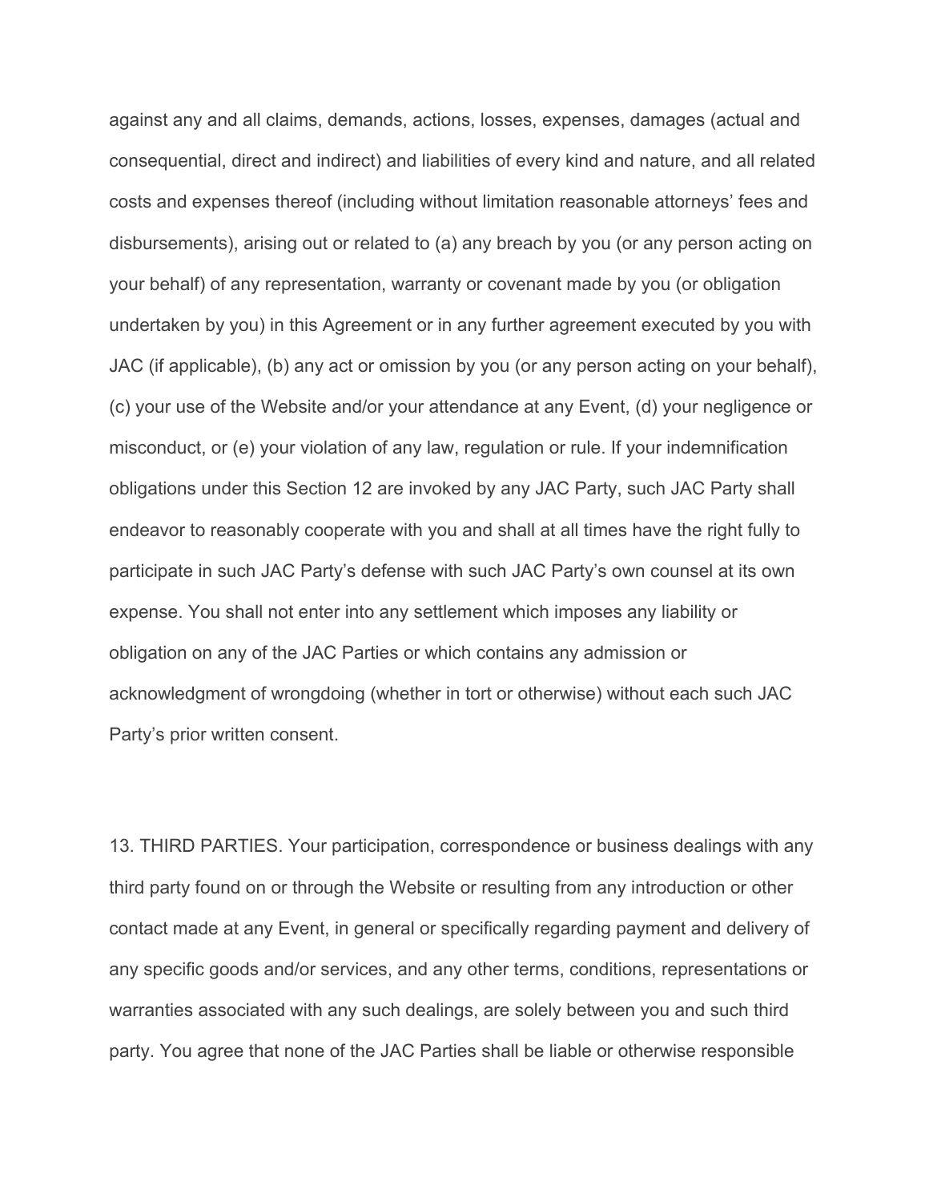against any and all claims, demands, actions, losses, expenses, damages (actual and consequential, direct and indirect) and liabilities of every kind and nature, and all related costs and expenses thereof (including without limitation reasonable attorneys' fees and disbursements), arising out or related to (a) any breach by you (or any person acting on your behalf) of any representation, warranty or covenant made by you (or obligation undertaken by you) in this Agreement or in any further agreement executed by you with JAC (if applicable), (b) any act or omission by you (or any person acting on your behalf), (c) your use of the Website and/or your attendance at any Event, (d) your negligence or misconduct, or (e) your violation of any law, regulation or rule. If your indemnification obligations under this Section 12 are invoked by any JAC Party, such JAC Party shall endeavor to reasonably cooperate with you and shall at all times have the right fully to participate in such JAC Party's defense with such JAC Party's own counsel at its own expense. You shall not enter into any settlement which imposes any liability or obligation on any of the JAC Parties or which contains any admission or acknowledgment of wrongdoing (whether in tort or otherwise) without each such JAC Party's prior written consent.

13. THIRD PARTIES. Your participation, correspondence or business dealings with any third party found on or through the Website or resulting from any introduction or other contact made at any Event, in general or specifically regarding payment and delivery of any specific goods and/or services, and any other terms, conditions, representations or warranties associated with any such dealings, are solely between you and such third party. You agree that none of the JAC Parties shall be liable or otherwise responsible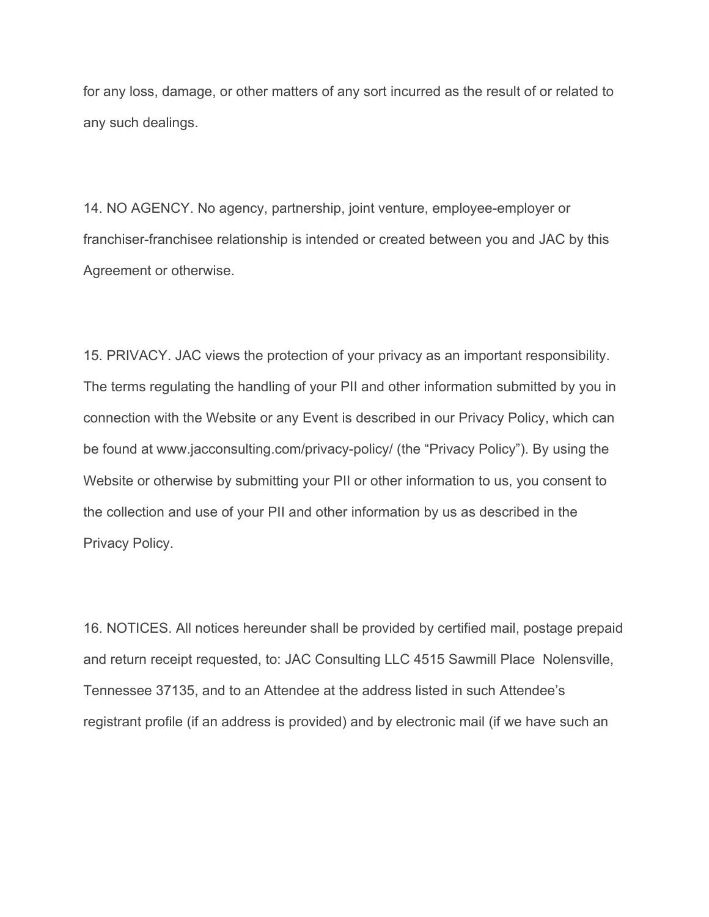for any loss, damage, or other matters of any sort incurred as the result of or related to any such dealings.

14. NO AGENCY. No agency, partnership, joint venture, employee-employer or franchiser-franchisee relationship is intended or created between you and JAC by this Agreement or otherwise.

15. PRIVACY. JAC views the protection of your privacy as an important responsibility. The terms regulating the handling of your PII and other information submitted by you in connection with the Website or any Event is described in our Privacy Policy, which can be found at www.jacconsulting.com/privacy-policy/ (the “Privacy Policy”). By using the Website or otherwise by submitting your PII or other information to us, you consent to the collection and use of your PII and other information by us as described in the Privacy Policy.

16. NOTICES. All notices hereunder shall be provided by certified mail, postage prepaid and return receipt requested, to: JAC Consulting LLC 4515 Sawmill Place Nolensville, Tennessee 37135, and to an Attendee at the address listed in such Attendee’s registrant profile (if an address is provided) and by electronic mail (if we have such an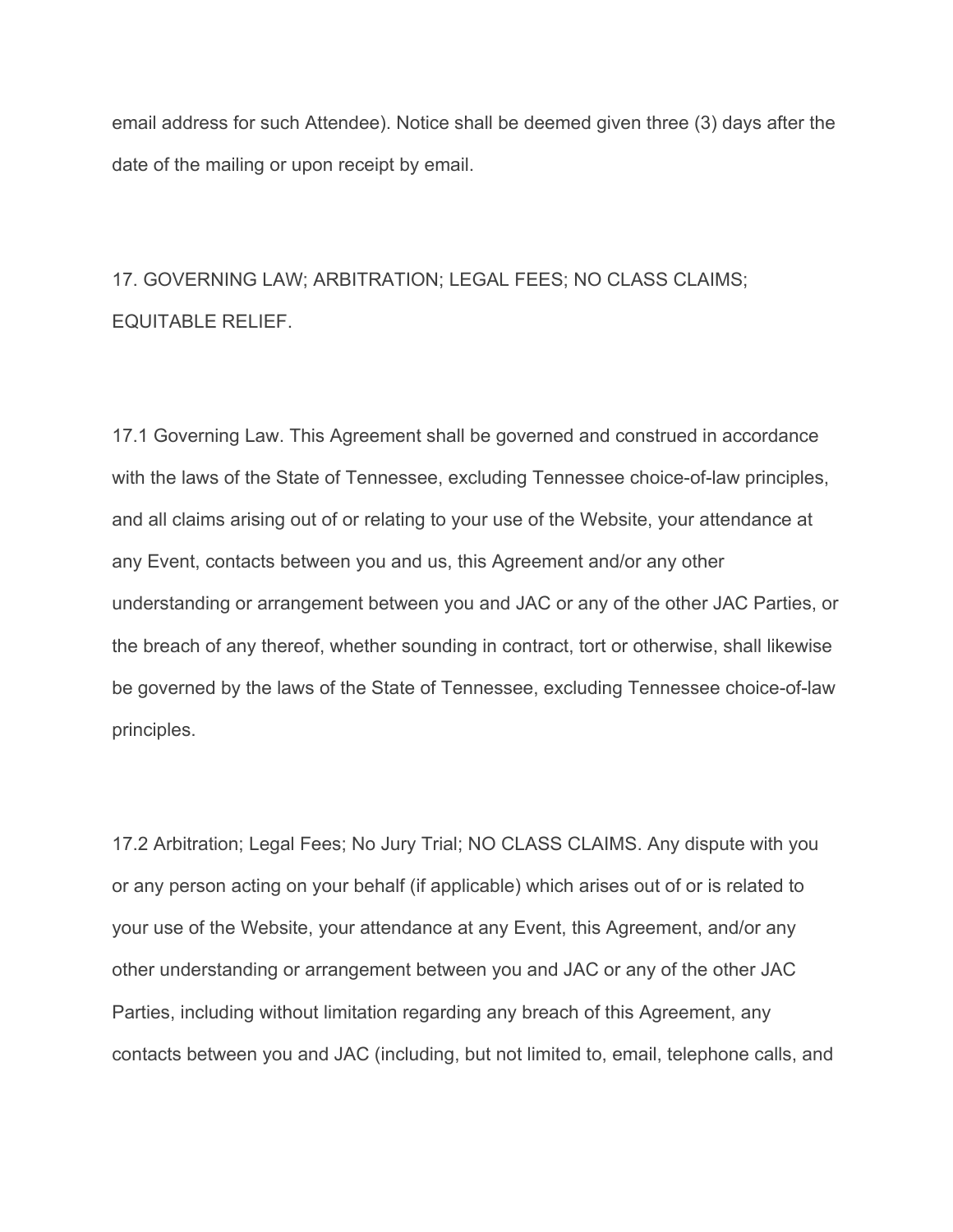email address for such Attendee). Notice shall be deemed given three (3) days after the date of the mailing or upon receipt by email.

## 17. GOVERNING LAW; ARBITRATION; LEGAL FEES; NO CLASS CLAIMS; EQUITABLE RELIEF.

17.1 Governing Law. This Agreement shall be governed and construed in accordance with the laws of the State of Tennessee, excluding Tennessee choice-of-law principles, and all claims arising out of or relating to your use of the Website, your attendance at any Event, contacts between you and us, this Agreement and/or any other understanding or arrangement between you and JAC or any of the other JAC Parties, or the breach of any thereof, whether sounding in contract, tort or otherwise, shall likewise be governed by the laws of the State of Tennessee, excluding Tennessee choice-of-law principles.

17.2 Arbitration; Legal Fees; No Jury Trial; NO CLASS CLAIMS. Any dispute with you or any person acting on your behalf (if applicable) which arises out of or is related to your use of the Website, your attendance at any Event, this Agreement, and/or any other understanding or arrangement between you and JAC or any of the other JAC Parties, including without limitation regarding any breach of this Agreement, any contacts between you and JAC (including, but not limited to, email, telephone calls, and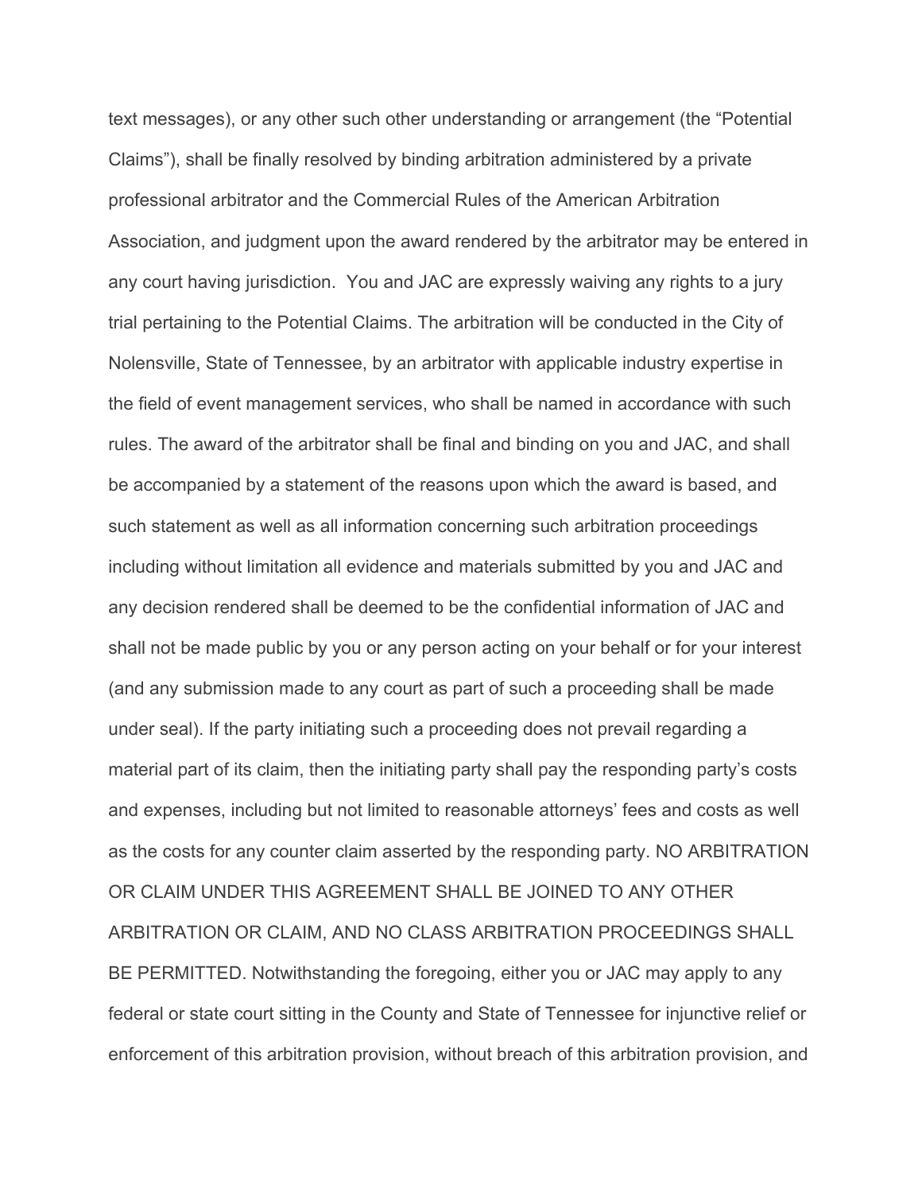text messages), or any other such other understanding or arrangement (the "Potential Claims"), shall be finally resolved by binding arbitration administered by a private professional arbitrator and the Commercial Rules of the American Arbitration Association, and judgment upon the award rendered by the arbitrator may be entered in any court having jurisdiction. You and JAC are expressly waiving any rights to a jury trial pertaining to the Potential Claims. The arbitration will be conducted in the City of Nolensville, State of Tennessee, by an arbitrator with applicable industry expertise in the field of event management services, who shall be named in accordance with such rules. The award of the arbitrator shall be final and binding on you and JAC, and shall be accompanied by a statement of the reasons upon which the award is based, and such statement as well as all information concerning such arbitration proceedings including without limitation all evidence and materials submitted by you and JAC and any decision rendered shall be deemed to be the confidential information of JAC and shall not be made public by you or any person acting on your behalf or for your interest (and any submission made to any court as part of such a proceeding shall be made under seal). If the party initiating such a proceeding does not prevail regarding a material part of its claim, then the initiating party shall pay the responding party's costs and expenses, including but not limited to reasonable attorneys' fees and costs as well as the costs for any counter claim asserted by the responding party. NO ARBITRATION OR CLAIM UNDER THIS AGREEMENT SHALL BE JOINED TO ANY OTHER ARBITRATION OR CLAIM, AND NO CLASS ARBITRATION PROCEEDINGS SHALL BE PERMITTED. Notwithstanding the foregoing, either you or JAC may apply to any federal or state court sitting in the County and State of Tennessee for injunctive relief or enforcement of this arbitration provision, without breach of this arbitration provision, and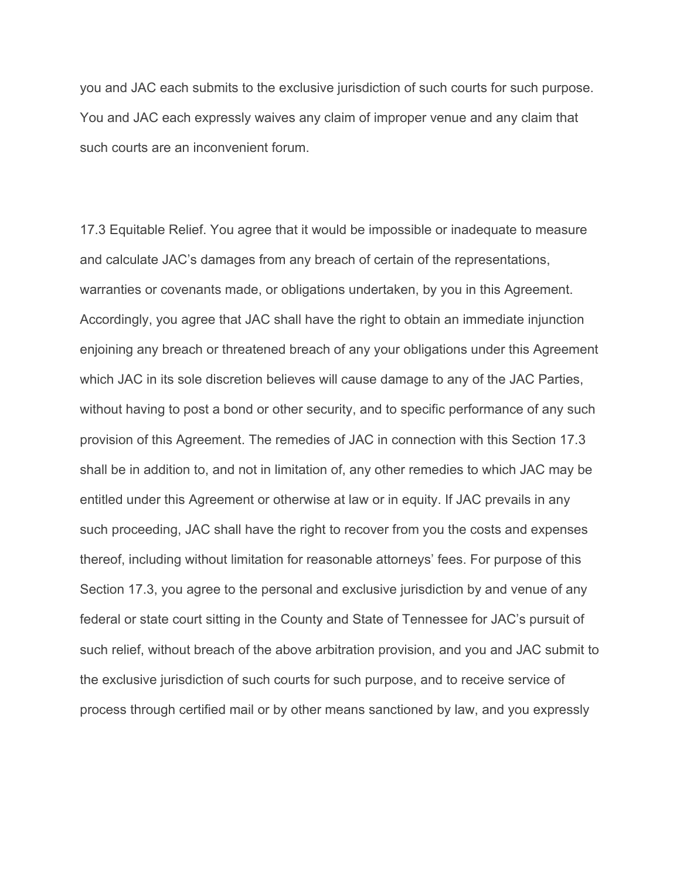you and JAC each submits to the exclusive jurisdiction of such courts for such purpose. You and JAC each expressly waives any claim of improper venue and any claim that such courts are an inconvenient forum.

17.3 Equitable Relief. You agree that it would be impossible or inadequate to measure and calculate JAC's damages from any breach of certain of the representations, warranties or covenants made, or obligations undertaken, by you in this Agreement. Accordingly, you agree that JAC shall have the right to obtain an immediate injunction enjoining any breach or threatened breach of any your obligations under this Agreement which JAC in its sole discretion believes will cause damage to any of the JAC Parties, without having to post a bond or other security, and to specific performance of any such provision of this Agreement. The remedies of JAC in connection with this Section 17.3 shall be in addition to, and not in limitation of, any other remedies to which JAC may be entitled under this Agreement or otherwise at law or in equity. If JAC prevails in any such proceeding, JAC shall have the right to recover from you the costs and expenses thereof, including without limitation for reasonable attorneys' fees. For purpose of this Section 17.3, you agree to the personal and exclusive jurisdiction by and venue of any federal or state court sitting in the County and State of Tennessee for JAC's pursuit of such relief, without breach of the above arbitration provision, and you and JAC submit to the exclusive jurisdiction of such courts for such purpose, and to receive service of process through certified mail or by other means sanctioned by law, and you expressly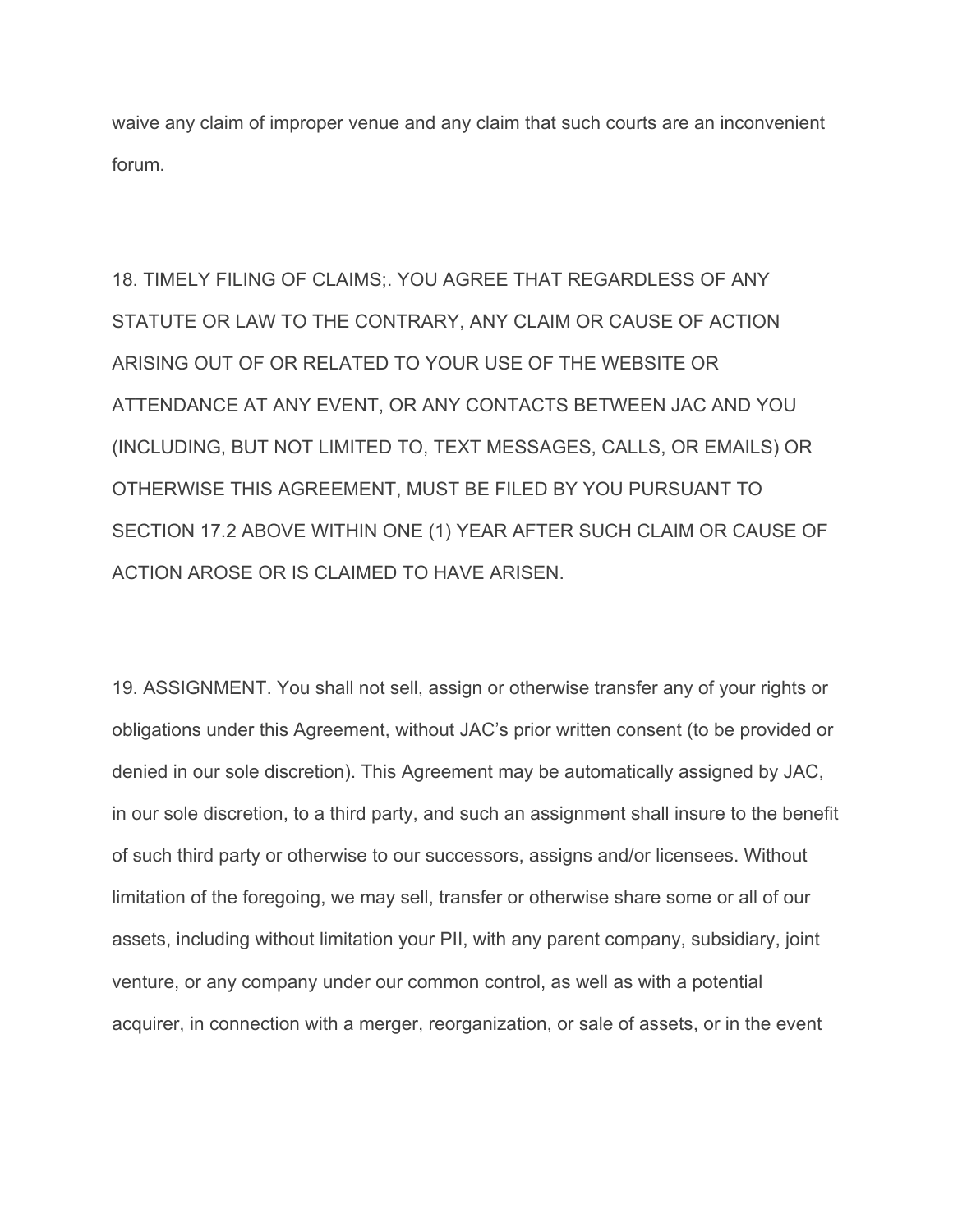waive any claim of improper venue and any claim that such courts are an inconvenient forum.

18. TIMELY FILING OF CLAIMS;. YOU AGREE THAT REGARDLESS OF ANY STATUTE OR LAW TO THE CONTRARY, ANY CLAIM OR CAUSE OF ACTION ARISING OUT OF OR RELATED TO YOUR USE OF THE WEBSITE OR ATTENDANCE AT ANY EVENT, OR ANY CONTACTS BETWEEN JAC AND YOU (INCLUDING, BUT NOT LIMITED TO, TEXT MESSAGES, CALLS, OR EMAILS) OR OTHERWISE THIS AGREEMENT, MUST BE FILED BY YOU PURSUANT TO SECTION 17.2 ABOVE WITHIN ONE (1) YEAR AFTER SUCH CLAIM OR CAUSE OF ACTION AROSE OR IS CLAIMED TO HAVE ARISEN.

19. ASSIGNMENT. You shall not sell, assign or otherwise transfer any of your rights or obligations under this Agreement, without JAC's prior written consent (to be provided or denied in our sole discretion). This Agreement may be automatically assigned by JAC, in our sole discretion, to a third party, and such an assignment shall insure to the benefit of such third party or otherwise to our successors, assigns and/or licensees. Without limitation of the foregoing, we may sell, transfer or otherwise share some or all of our assets, including without limitation your PII, with any parent company, subsidiary, joint venture, or any company under our common control, as well as with a potential acquirer, in connection with a merger, reorganization, or sale of assets, or in the event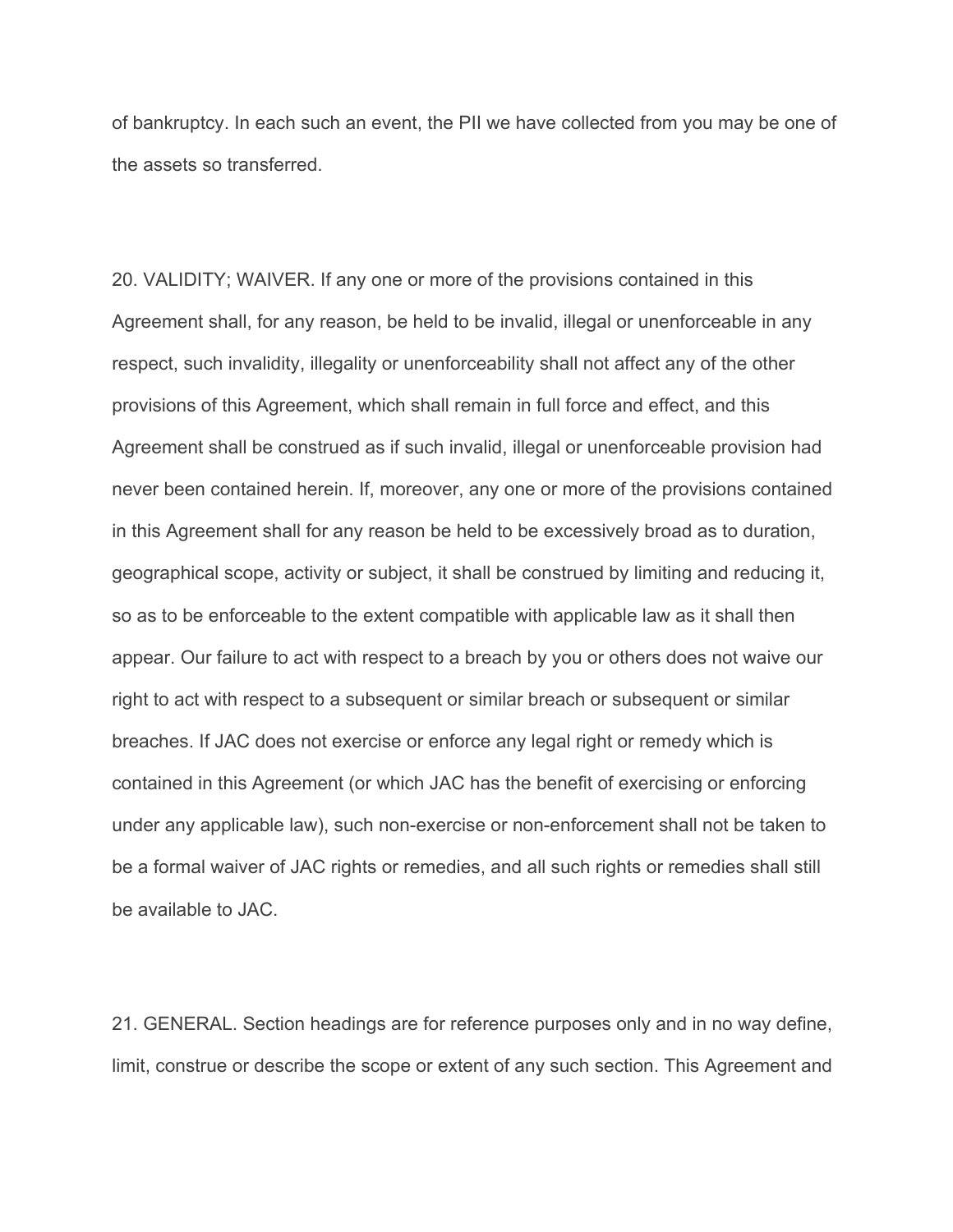of bankruptcy. In each such an event, the PII we have collected from you may be one of the assets so transferred.

20. VALIDITY; WAIVER. If any one or more of the provisions contained in this Agreement shall, for any reason, be held to be invalid, illegal or unenforceable in any respect, such invalidity, illegality or unenforceability shall not affect any of the other provisions of this Agreement, which shall remain in full force and effect, and this Agreement shall be construed as if such invalid, illegal or unenforceable provision had never been contained herein. If, moreover, any one or more of the provisions contained in this Agreement shall for any reason be held to be excessively broad as to duration, geographical scope, activity or subject, it shall be construed by limiting and reducing it, so as to be enforceable to the extent compatible with applicable law as it shall then appear. Our failure to act with respect to a breach by you or others does not waive our right to act with respect to a subsequent or similar breach or subsequent or similar breaches. If JAC does not exercise or enforce any legal right or remedy which is contained in this Agreement (or which JAC has the benefit of exercising or enforcing under any applicable law), such non-exercise or non-enforcement shall not be taken to be a formal waiver of JAC rights or remedies, and all such rights or remedies shall still be available to JAC.

21. GENERAL. Section headings are for reference purposes only and in no way define, limit, construe or describe the scope or extent of any such section. This Agreement and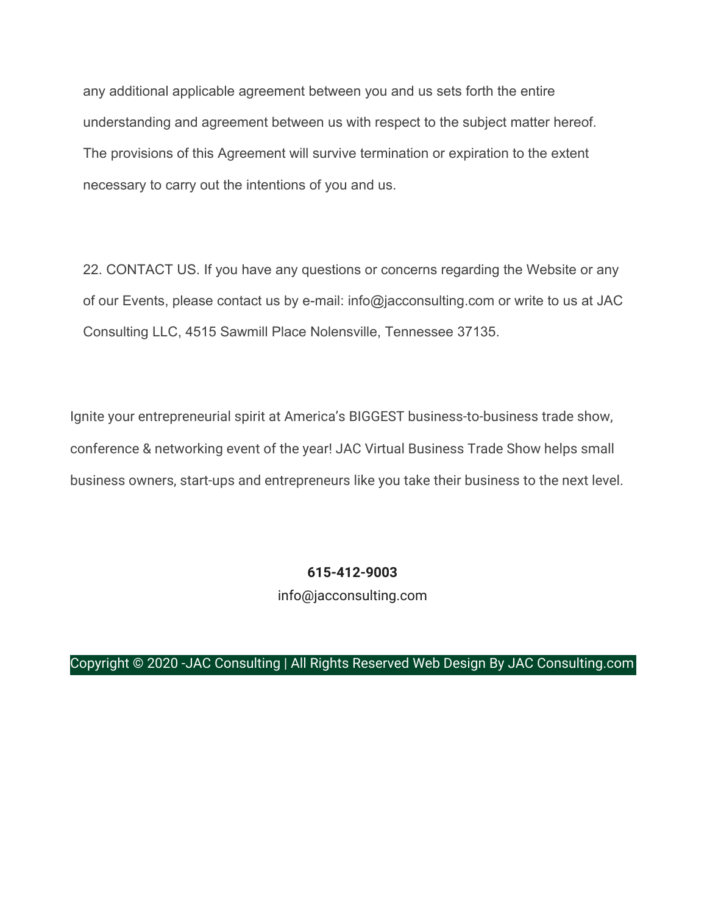any additional applicable agreement between you and us sets forth the entire understanding and agreement between us with respect to the subject matter hereof. The provisions of this Agreement will survive termination or expiration to the extent necessary to carry out the intentions of you and us.

22. CONTACT US. If you have any questions or concerns regarding the Website or any of our Events, please contact us by e-mail: info@jacconsulting.com or write to us at JAC Consulting LLC, 4515 Sawmill Place Nolensville, Tennessee 37135.

Ignite your entrepreneurial spirit at America's BIGGEST business-to-business trade show, conference & networking event of the year! JAC Virtual Business Trade Show helps small business owners, start-ups and entrepreneurs like you take their business to the next level.

**615-412-9003**

info@jacconsulting.com

Copyright © 2020 -JAC Consulting | All Rights Reserved Web Design By JAC Consulting.com